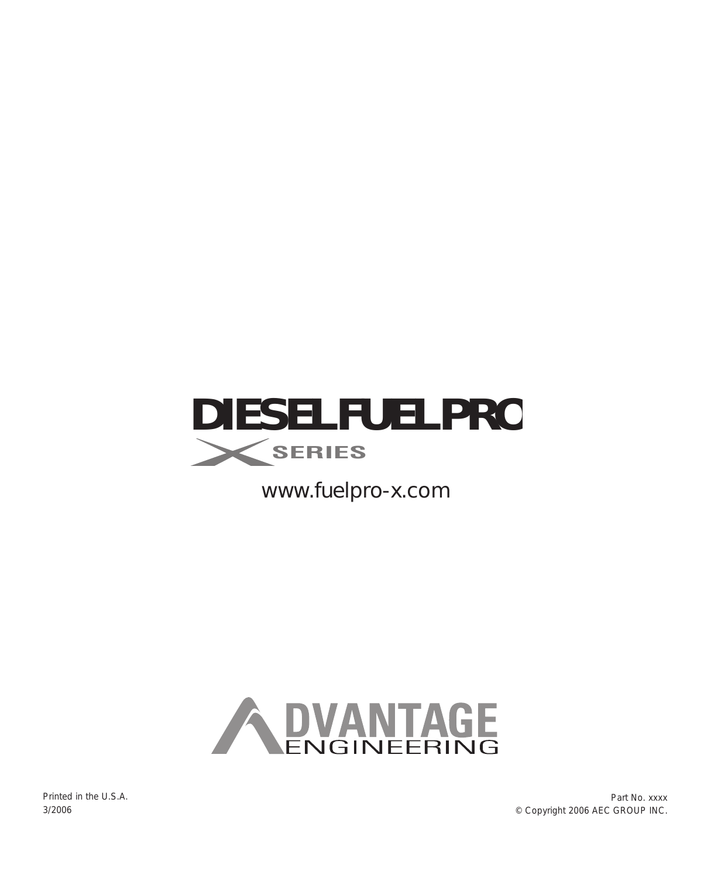# DIESELFUELPRO

X SERIES

www.fuelpro-x.com

ADVANTAGE ENGINEERING

Printed in the U.S.A.
3/2006

Part No. xxxx
© Copyright 2006 AEC GROUP INC.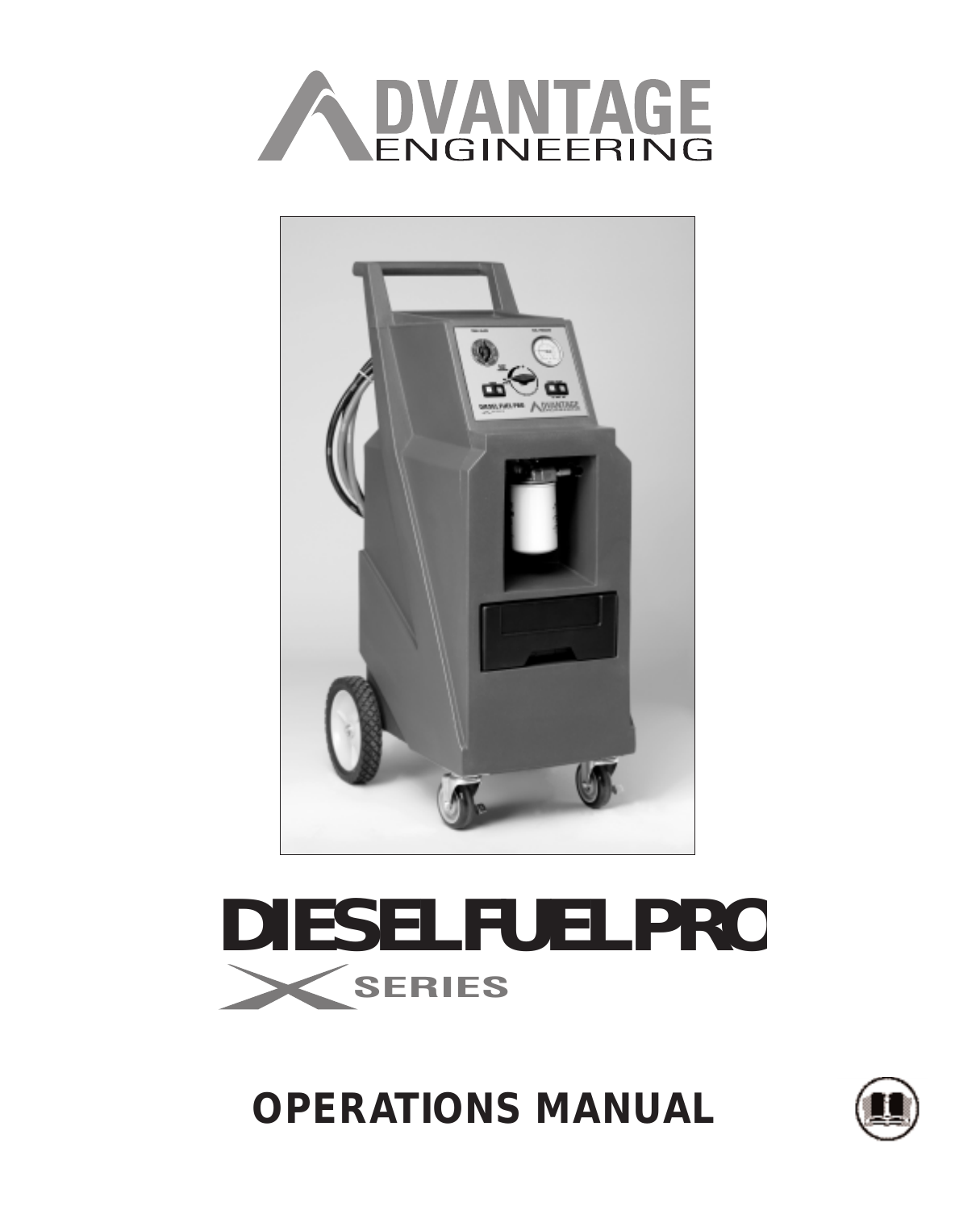# ADVANTAGE ENGINEERING

# DIESELFUELPRO

## X SERIES

## OPERATIONS MANUAL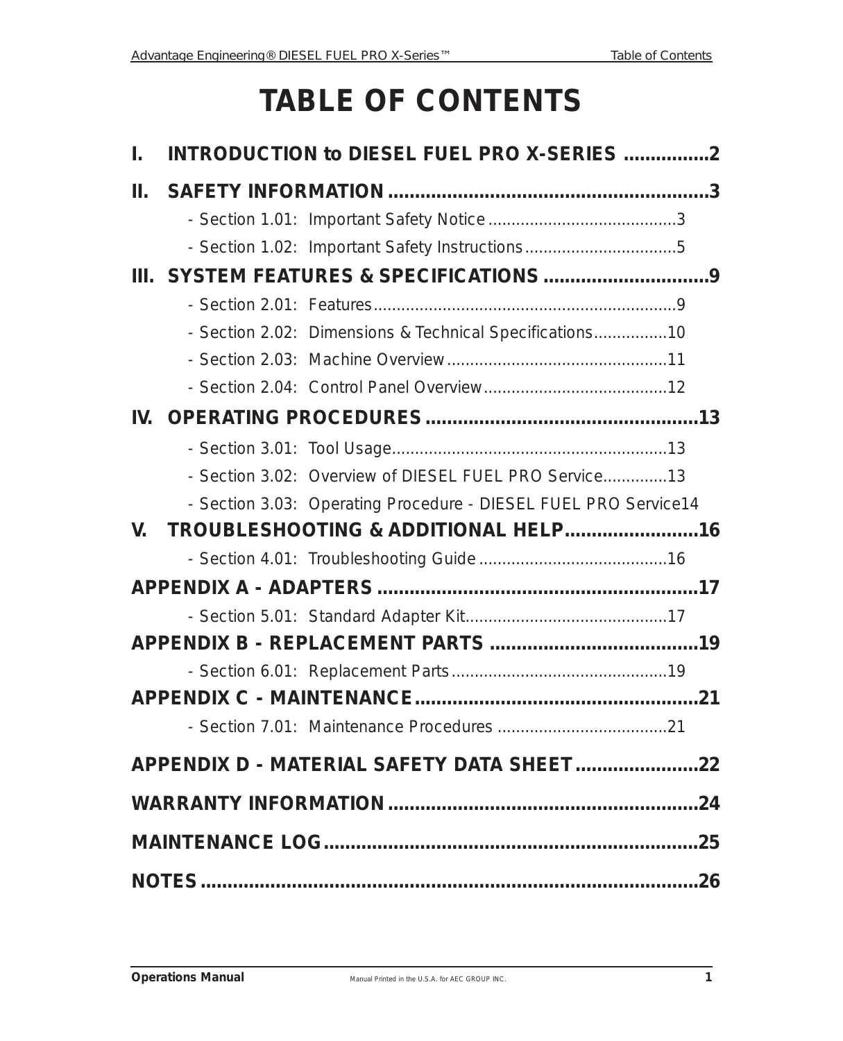# TABLE OF CONTENTS

**I. INTRODUCTION to DIESEL FUEL PRO X-SERIES ................2**

**II. SAFETY INFORMATION ..........................................................3**

- Section 1.01: Important Safety Notice .........................................3
- Section 1.02: Important Safety Instructions.................................5

**III. SYSTEM FEATURES & SPECIFICATIONS ..............................9**

- Section 2.01: Features.................................................................9
- Section 2.02: Dimensions & Technical Specifications................10
- Section 2.03: Machine Overview ................................................11
- Section 2.04: Control Panel Overview........................................12

**IV. OPERATING PROCEDURES.................................................13**

- Section 3.01: Tool Usage............................................................13
- Section 3.02: Overview of DIESEL FUEL PRO Service..............13
- Section 3.03: Operating Procedure - DIESEL FUEL PRO Service14

**V. TROUBLESHOOTING & ADDITIONAL HELP.........................16**

- Section 4.01: Troubleshooting Guide .........................................16

**APPENDIX A - ADAPTERS ...........................................................17**

- Section 5.01: Standard Adapter Kit............................................17

**APPENDIX B - REPLACEMENT PARTS ......................................19**

- Section 6.01: Replacement Parts...............................................19

**APPENDIX C - MAINTENANCE....................................................21**

- Section 7.01: Maintenance Procedures .....................................21

**APPENDIX D - MATERIAL SAFETY DATA SHEET.......................22**

**WARRANTY INFORMATION.........................................................24**

**MAINTENANCE LOG.....................................................................25**

**NOTES ...........................................................................................26**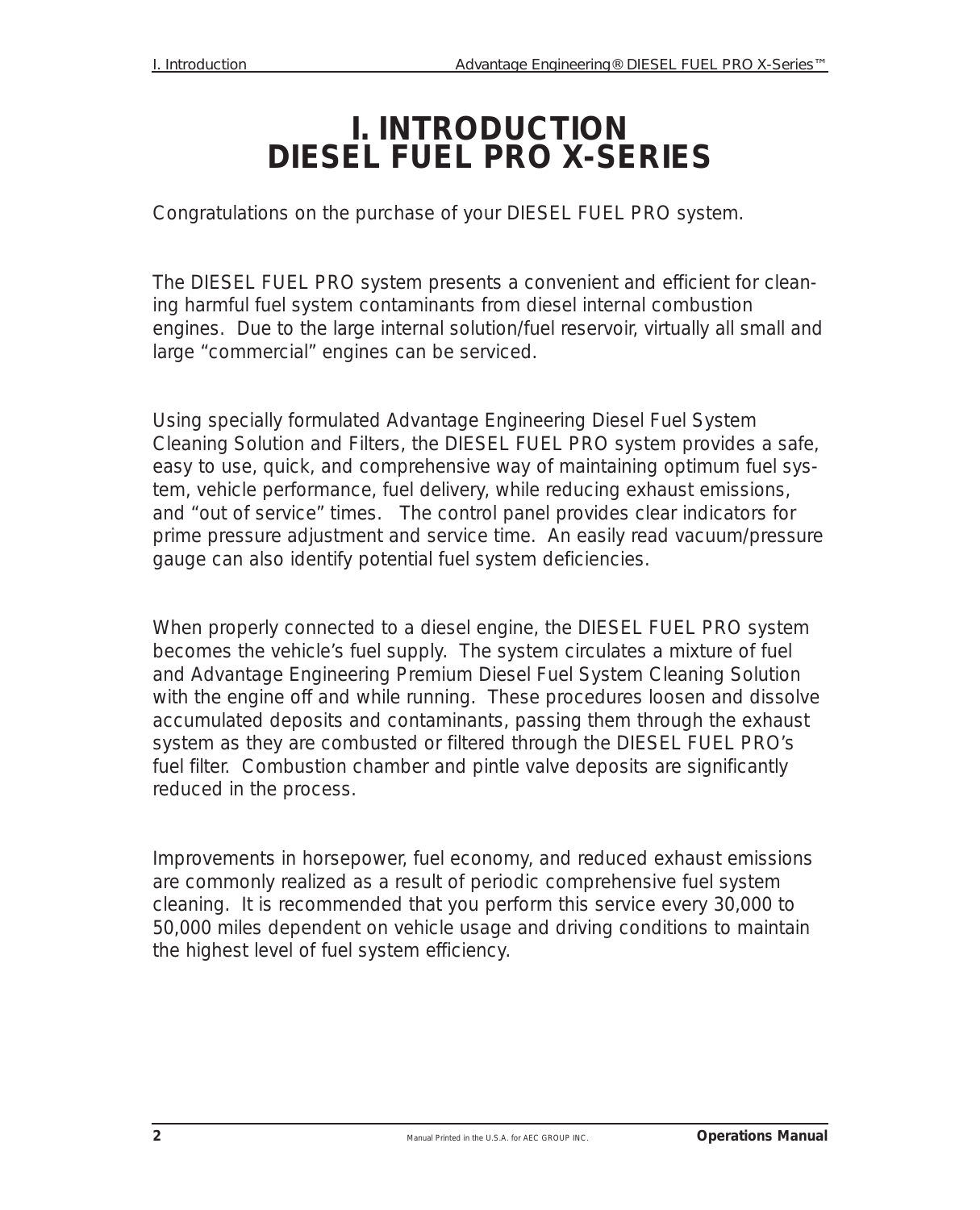# I. INTRODUCTION
# DIESEL FUEL PRO X-SERIES

Congratulations on the purchase of your DIESEL FUEL PRO system.

The DIESEL FUEL PRO system presents a convenient and efficient for cleaning harmful fuel system contaminants from diesel internal combustion engines. Due to the large internal solution/fuel reservoir, virtually all small and large "commercial" engines can be serviced.

Using specially formulated Advantage Engineering Diesel Fuel System Cleaning Solution and Filters, the DIESEL FUEL PRO system provides a safe, easy to use, quick, and comprehensive way of maintaining optimum fuel system, vehicle performance, fuel delivery, while reducing exhaust emissions, and "out of service" times. The control panel provides clear indicators for prime pressure adjustment and service time. An easily read vacuum/pressure gauge can also identify potential fuel system deficiencies.

When properly connected to a diesel engine, the DIESEL FUEL PRO system becomes the vehicle's fuel supply. The system circulates a mixture of fuel and Advantage Engineering Premium Diesel Fuel System Cleaning Solution with the engine off and while running. These procedures loosen and dissolve accumulated deposits and contaminants, passing them through the exhaust system as they are combusted or filtered through the DIESEL FUEL PRO's fuel filter. Combustion chamber and pintle valve deposits are significantly reduced in the process.

Improvements in horsepower, fuel economy, and reduced exhaust emissions are commonly realized as a result of periodic comprehensive fuel system cleaning. It is recommended that you perform this service every 30,000 to 50,000 miles dependent on vehicle usage and driving conditions to maintain the highest level of fuel system efficiency.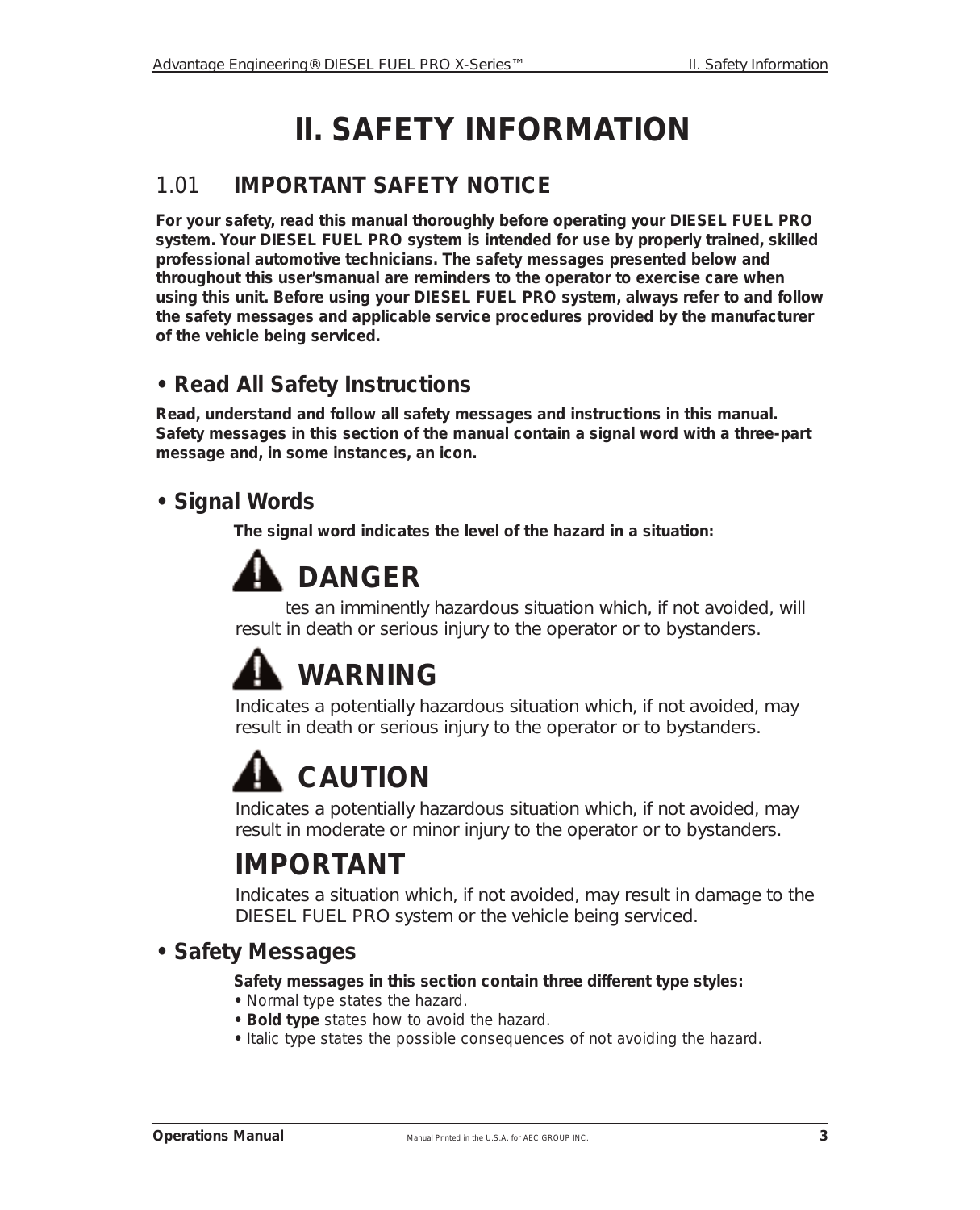# II. SAFETY INFORMATION

## 1.01 IMPORTANT SAFETY NOTICE

**For your safety, read this manual thoroughly before operating your DIESEL FUEL PRO system. Your DIESEL FUEL PRO system is intended for use by properly trained, skilled professional automotive technicians. The safety messages presented below and throughout this user'smanual are reminders to the operator to exercise care when using this unit. Before using your DIESEL FUEL PRO system, always refer to and follow the safety messages and applicable service procedures provided by the manufacturer of the vehicle being serviced.**

### • Read All Safety Instructions

**Read, understand and follow all safety messages and instructions in this manual. Safety messages in this section of the manual contain a signal word with a three-part message and, in some instances, an icon.**

### • Signal Words

**The signal word indicates the level of the hazard in a situation:**

**DANGER**

tes an imminently hazardous situation which, if not avoided, will result in death or serious injury to the operator or to bystanders.

**WARNING**

Indicates a potentially hazardous situation which, if not avoided, may result in death or serious injury to the operator or to bystanders.

**CAUTION**

Indicates a potentially hazardous situation which, if not avoided, may result in moderate or minor injury to the operator or to bystanders.

**IMPORTANT**

Indicates a situation which, if not avoided, may result in damage to the DIESEL FUEL PRO system or the vehicle being serviced.

### • Safety Messages

**Safety messages in this section contain three different type styles:**

- Normal type states the hazard.
- **Bold type** states how to avoid the hazard.
- *Italic type states the possible consequences of not avoiding the hazard.*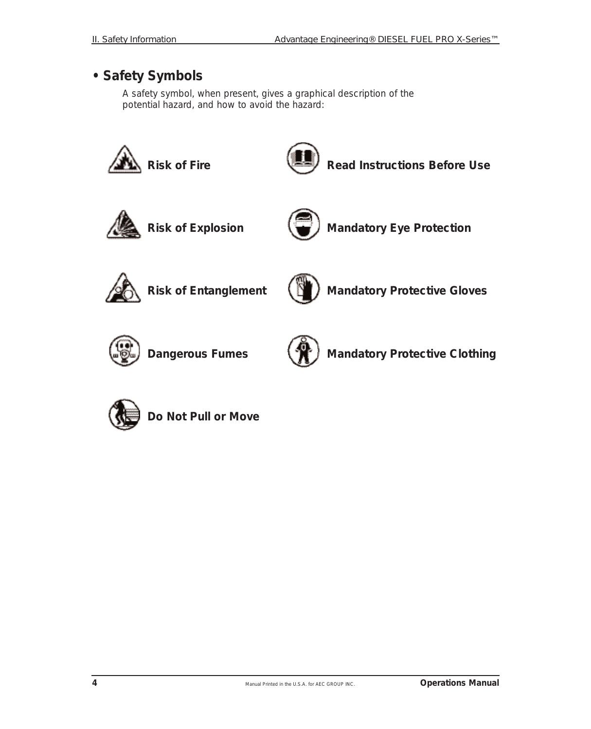## • Safety Symbols

A safety symbol, when present, gives a graphical description of the potential hazard, and how to avoid the hazard:

**Risk of Fire**

**Read Instructions Before Use**

**Risk of Explosion**

**Mandatory Eye Protection**

**Risk of Entanglement**

**Mandatory Protective Gloves**

**Dangerous Fumes**

**Mandatory Protective Clothing**

**Do Not Pull or Move**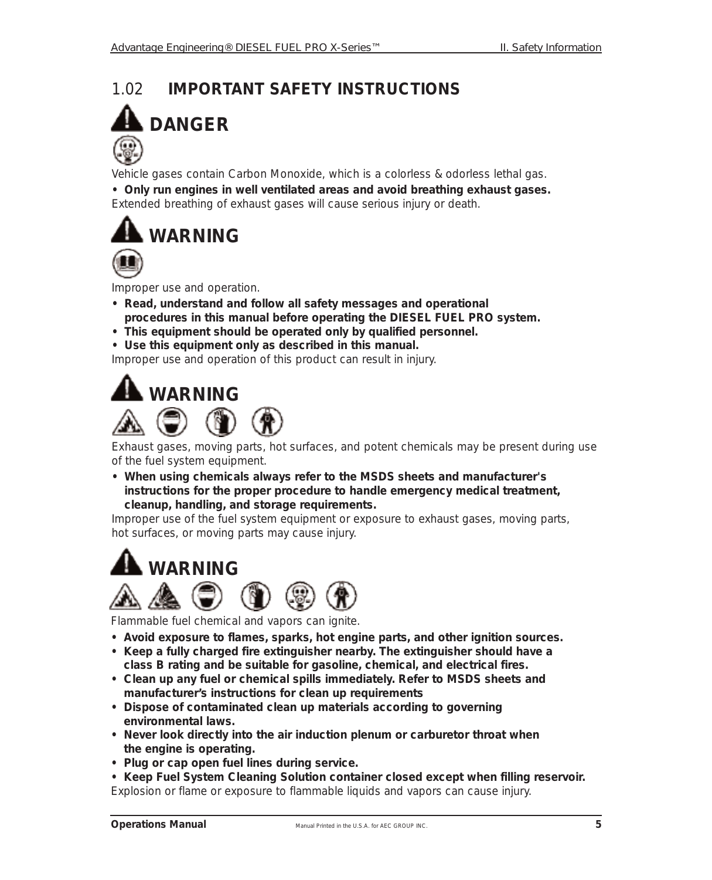## 1.02 IMPORTANT SAFETY INSTRUCTIONS

### DANGER

Vehicle gases contain Carbon Monoxide, which is a colorless & odorless lethal gas.

- **Only run engines in well ventilated areas and avoid breathing exhaust gases.**

Extended breathing of exhaust gases will cause serious injury or death.

### WARNING

Improper use and operation.

- **Read, understand and follow all safety messages and operational procedures in this manual before operating the DIESEL FUEL PRO system.**
- **This equipment should be operated only by qualified personnel.**
- **Use this equipment only as described in this manual.**

Improper use and operation of this product can result in injury.

### WARNING

Exhaust gases, moving parts, hot surfaces, and potent chemicals may be present during use of the fuel system equipment.

- **When using chemicals always refer to the MSDS sheets and manufacturer's instructions for the proper procedure to handle emergency medical treatment, cleanup, handling, and storage requirements.**

Improper use of the fuel system equipment or exposure to exhaust gases, moving parts, hot surfaces, or moving parts may cause injury.

### WARNING

Flammable fuel chemical and vapors can ignite.

- **Avoid exposure to flames, sparks, hot engine parts, and other ignition sources.**
- **Keep a fully charged fire extinguisher nearby. The extinguisher should have a class B rating and be suitable for gasoline, chemical, and electrical fires.**
- **Clean up any fuel or chemical spills immediately. Refer to MSDS sheets and manufacturer's instructions for clean up requirements**
- **Dispose of contaminated clean up materials according to governing environmental laws.**
- **Never look directly into the air induction plenum or carburetor throat when the engine is operating.**
- **Plug or cap open fuel lines during service.**
- **Keep Fuel System Cleaning Solution container closed except when filling reservoir.**

Explosion or flame or exposure to flammable liquids and vapors can cause injury.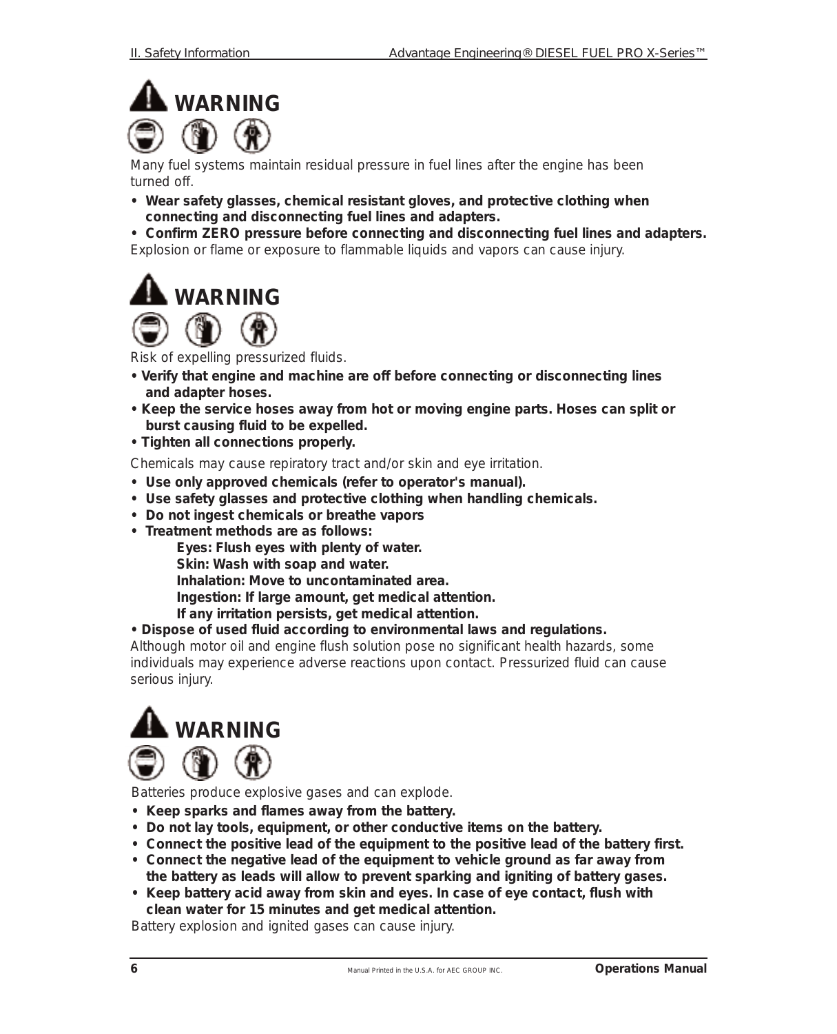## ⚠ WARNING

Many fuel systems maintain residual pressure in fuel lines after the engine has been turned off.

- **Wear safety glasses, chemical resistant gloves, and protective clothing when connecting and disconnecting fuel lines and adapters.**
- **Confirm ZERO pressure before connecting and disconnecting fuel lines and adapters.**

Explosion or flame or exposure to flammable liquids and vapors can cause injury.

## ⚠ WARNING

Risk of expelling pressurized fluids.

- **Verify that engine and machine are off before connecting or disconnecting lines and adapter hoses.**
- **Keep the service hoses away from hot or moving engine parts. Hoses can split or burst causing fluid to be expelled.**
- **Tighten all connections properly.**

Chemicals may cause repiratory tract and/or skin and eye irritation.

- **Use only approved chemicals (refer to operator's manual).**
- **Use safety glasses and protective clothing when handling chemicals.**
- **Do not ingest chemicals or breathe vapors**
- **Treatment methods are as follows:**

  **Eyes: Flush eyes with plenty of water.**
  **Skin: Wash with soap and water.**
  **Inhalation: Move to uncontaminated area.**
  **Ingestion: If large amount, get medical attention.**
  **If any irritation persists, get medical attention.**

- **Dispose of used fluid according to environmental laws and regulations.**

Although motor oil and engine flush solution pose no significant health hazards, some individuals may experience adverse reactions upon contact. Pressurized fluid can cause serious injury.

## ⚠ WARNING

Batteries produce explosive gases and can explode.

- **Keep sparks and flames away from the battery.**
- **Do not lay tools, equipment, or other conductive items on the battery.**
- **Connect the positive lead of the equipment to the positive lead of the battery first.**
- **Connect the negative lead of the equipment to vehicle ground as far away from the battery as leads will allow to prevent sparking and igniting of battery gases.**
- **Keep battery acid away from skin and eyes. In case of eye contact, flush with clean water for 15 minutes and get medical attention.**

Battery explosion and ignited gases can cause injury.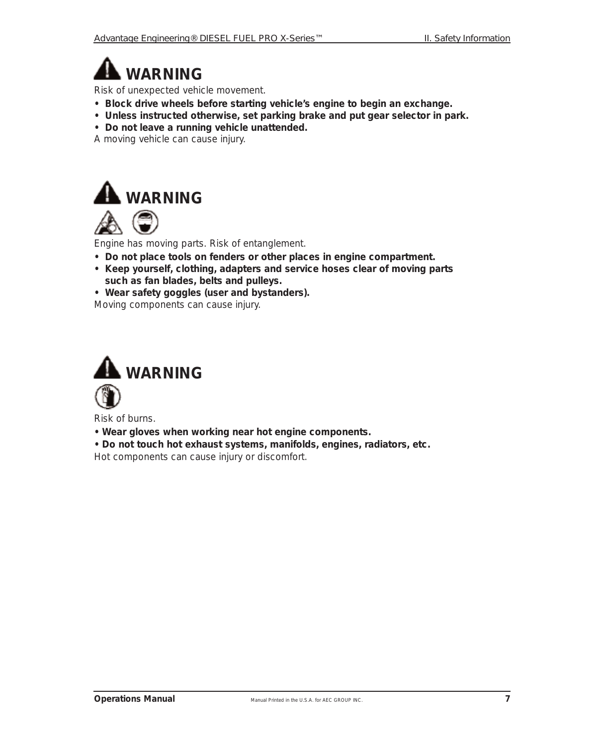## ⚠ WARNING

Risk of unexpected vehicle movement.

- **Block drive wheels before starting vehicle's engine to begin an exchange.**
- **Unless instructed otherwise, set parking brake and put gear selector in park.**
- **Do not leave a running vehicle unattended.**

A moving vehicle can cause injury.

## ⚠ WARNING

Engine has moving parts. Risk of entanglement.

- **Do not place tools on fenders or other places in engine compartment.**
- **Keep yourself, clothing, adapters and service hoses clear of moving parts such as fan blades, belts and pulleys.**
- **Wear safety goggles (user and bystanders).**

Moving components can cause injury.

## ⚠ WARNING

Risk of burns.

- **Wear gloves when working near hot engine components.**
- **Do not touch hot exhaust systems, manifolds, engines, radiators, etc.**

Hot components can cause injury or discomfort.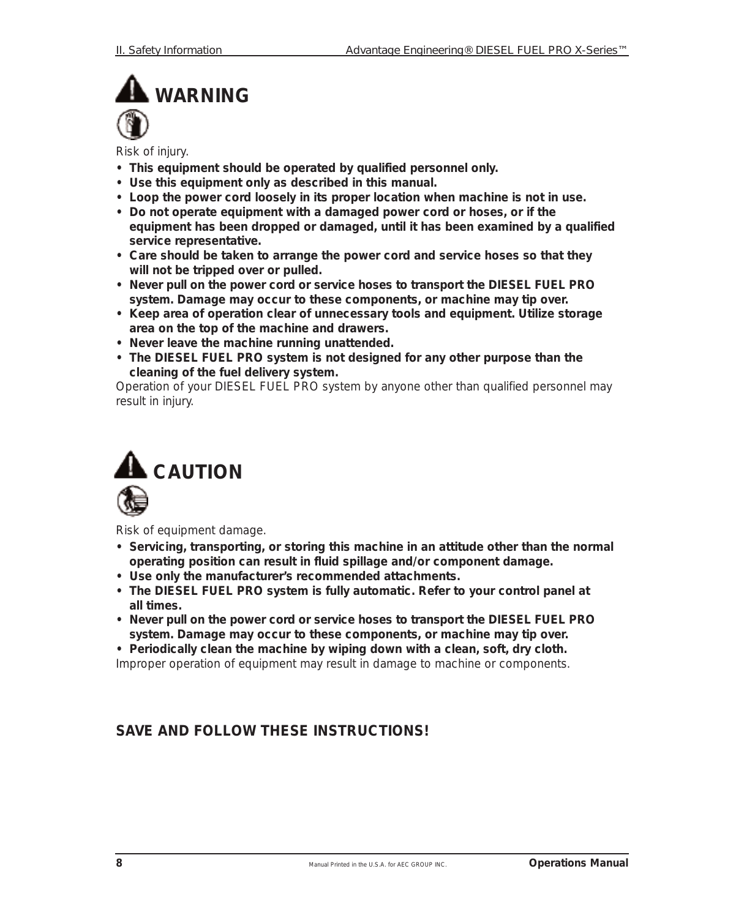## WARNING

Risk of injury.

- **This equipment should be operated by qualified personnel only.**
- **Use this equipment only as described in this manual.**
- **Loop the power cord loosely in its proper location when machine is not in use.**
- **Do not operate equipment with a damaged power cord or hoses, or if the equipment has been dropped or damaged, until it has been examined by a qualified service representative.**
- **Care should be taken to arrange the power cord and service hoses so that they will not be tripped over or pulled.**
- **Never pull on the power cord or service hoses to transport the DIESEL FUEL PRO system. Damage may occur to these components, or machine may tip over.**
- **Keep area of operation clear of unnecessary tools and equipment. Utilize storage area on the top of the machine and drawers.**
- **Never leave the machine running unattended.**
- **The DIESEL FUEL PRO system is not designed for any other purpose than the cleaning of the fuel delivery system.**

Operation of your DIESEL FUEL PRO system by anyone other than qualified personnel may result in injury.

## CAUTION

Risk of equipment damage.

- **Servicing, transporting, or storing this machine in an attitude other than the normal operating position can result in fluid spillage and/or component damage.**
- **Use only the manufacturer's recommended attachments.**
- **The DIESEL FUEL PRO system is fully automatic. Refer to your control panel at all times.**
- **Never pull on the power cord or service hoses to transport the DIESEL FUEL PRO system. Damage may occur to these components, or machine may tip over.**
- **Periodically clean the machine by wiping down with a clean, soft, dry cloth.**

Improper operation of equipment may result in damage to machine or components.

**SAVE AND FOLLOW THESE INSTRUCTIONS!**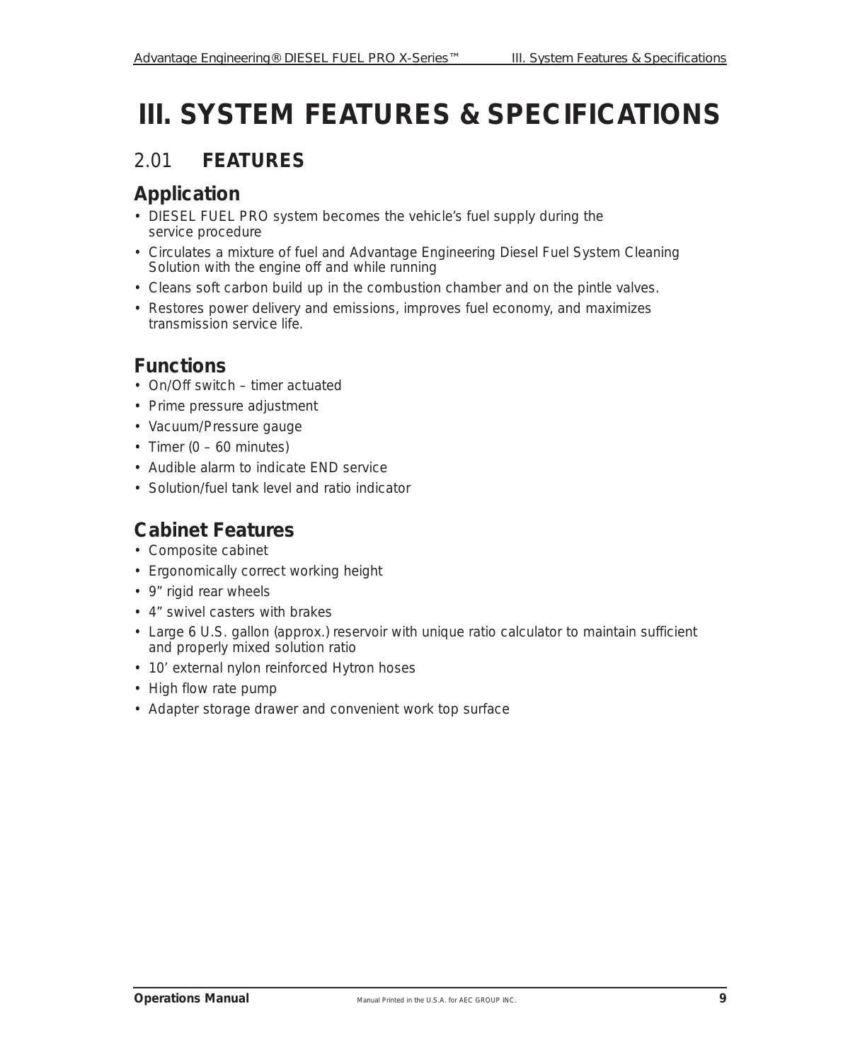# III. SYSTEM FEATURES & SPECIFICATIONS

## 2.01 **FEATURES**

### Application

- DIESEL FUEL PRO system becomes the vehicle's fuel supply during the service procedure
- Circulates a mixture of fuel and Advantage Engineering Diesel Fuel System Cleaning Solution with the engine off and while running
- Cleans soft carbon build up in the combustion chamber and on the pintle valves.
- Restores power delivery and emissions, improves fuel economy, and maximizes transmission service life.

### Functions

- On/Off switch – timer actuated
- Prime pressure adjustment
- Vacuum/Pressure gauge
- Timer (0 – 60 minutes)
- Audible alarm to indicate END service
- Solution/fuel tank level and ratio indicator

### Cabinet Features

- Composite cabinet
- Ergonomically correct working height
- 9" rigid rear wheels
- 4" swivel casters with brakes
- Large 6 U.S. gallon (approx.) reservoir with unique ratio calculator to maintain sufficient and properly mixed solution ratio
- 10' external nylon reinforced Hytron hoses
- High flow rate pump
- Adapter storage drawer and convenient work top surface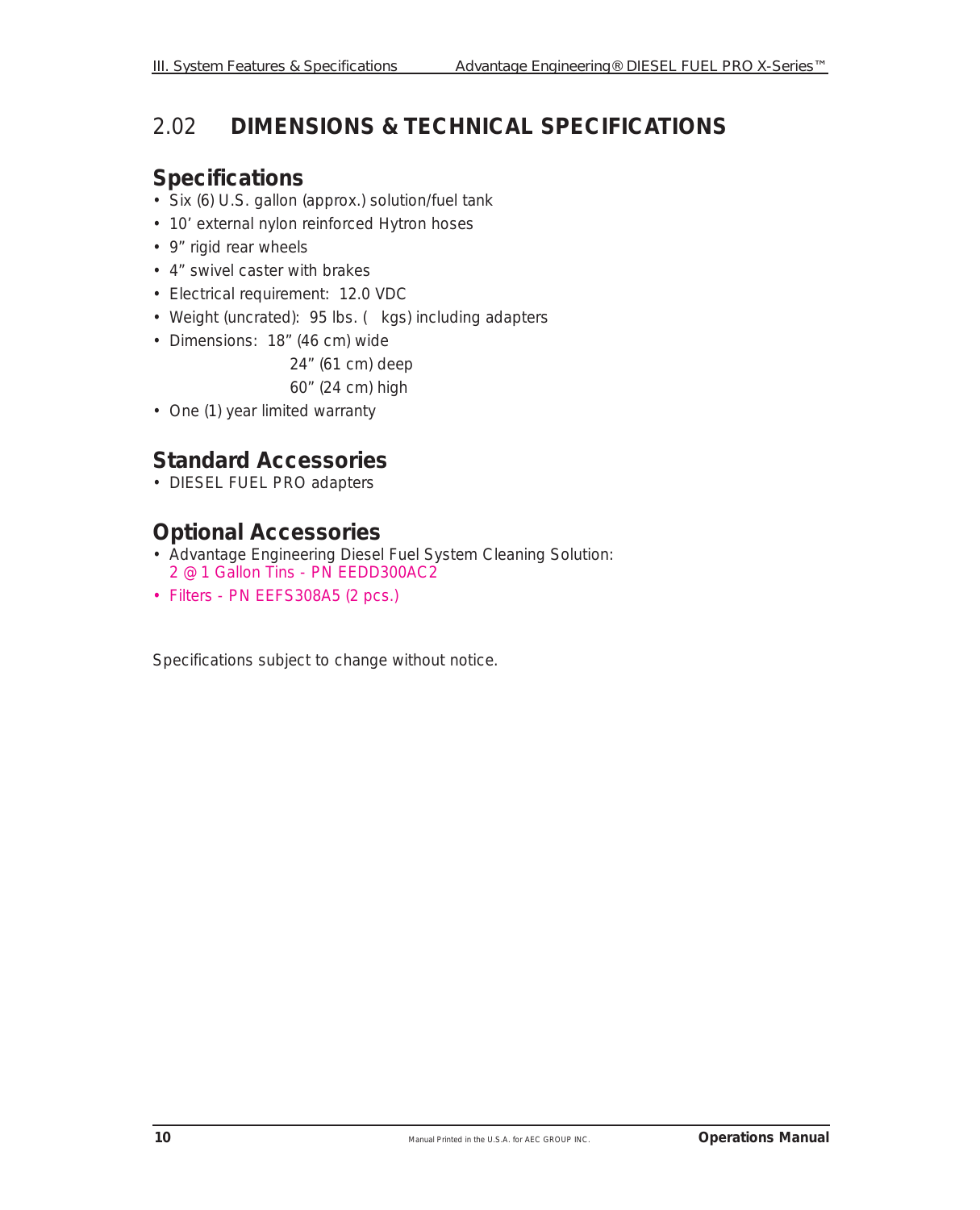## 2.02 DIMENSIONS & TECHNICAL SPECIFICATIONS

### Specifications

- Six (6) U.S. gallon (approx.) solution/fuel tank
- 10' external nylon reinforced Hytron hoses
- 9" rigid rear wheels
- 4" swivel caster with brakes
- Electrical requirement: 12.0 VDC
- Weight (uncrated): 95 lbs. (  kgs) including adapters
- Dimensions: 18" (46 cm) wide
  24" (61 cm) deep
  60" (24 cm) high
- One (1) year limited warranty

### Standard Accessories

- DIESEL FUEL PRO adapters

### Optional Accessories

- Advantage Engineering Diesel Fuel System Cleaning Solution:
  2 @ 1 Gallon Tins - PN EEDD300AC2
- Filters - PN EEFS308A5 (2 pcs.)

Specifications subject to change without notice.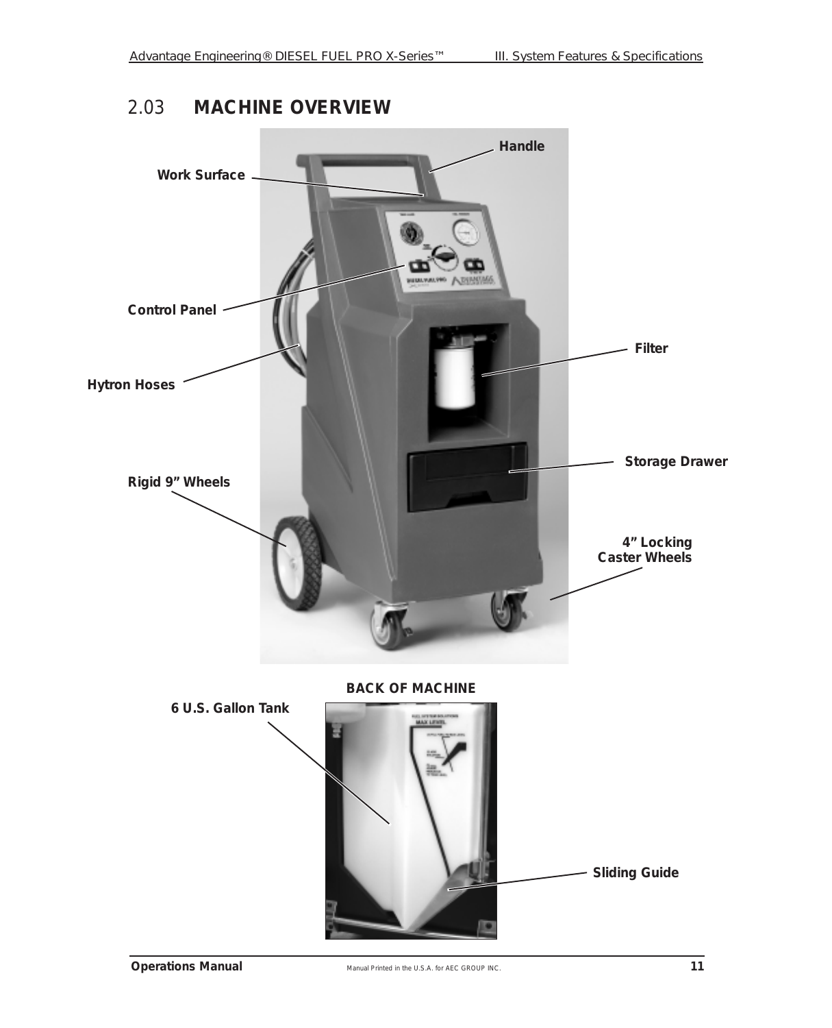## 2.03 MACHINE OVERVIEW

Handle

Work Surface

Control Panel

Filter

Hytron Hoses

Storage Drawer

Rigid 9” Wheels

4” Locking Caster Wheels

BACK OF MACHINE

6 U.S. Gallon Tank

Sliding Guide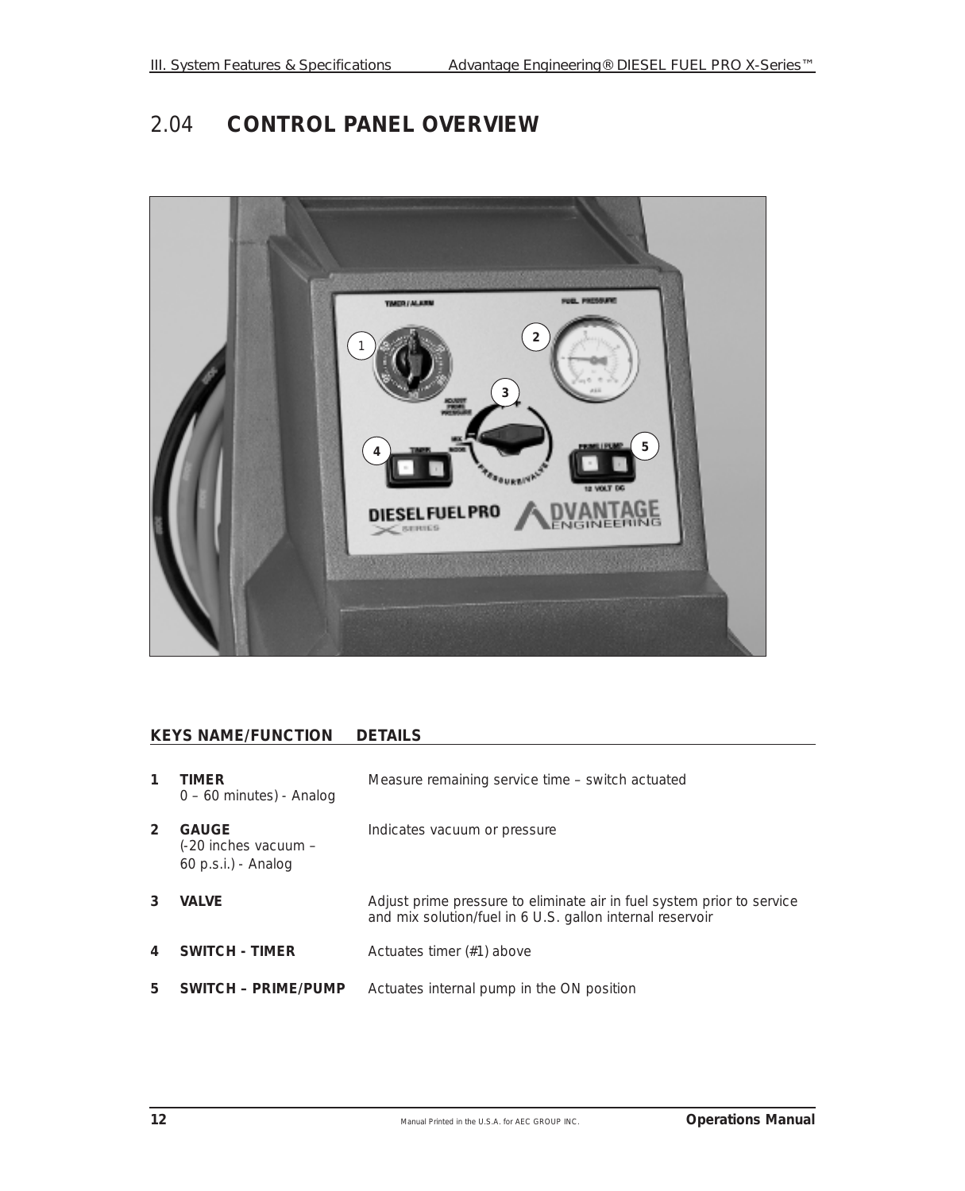## 2.04 CONTROL PANEL OVERVIEW

| KEYS | NAME/FUNCTION | DETAILS |
|---|---|---|
| 1 | **TIMER** 0 – 60 minutes) - Analog | Measure remaining service time – switch actuated |
| 2 | **GAUGE** (-20 inches vacuum – 60 p.s.i.) - Analog | Indicates vacuum or pressure |
| 3 | **VALVE** | Adjust prime pressure to eliminate air in fuel system prior to service and mix solution/fuel in 6 U.S. gallon internal reservoir |
| 4 | **SWITCH - TIMER** | Actuates timer (#1) above |
| 5 | **SWITCH – PRIME/PUMP** | Actuates internal pump in the ON position |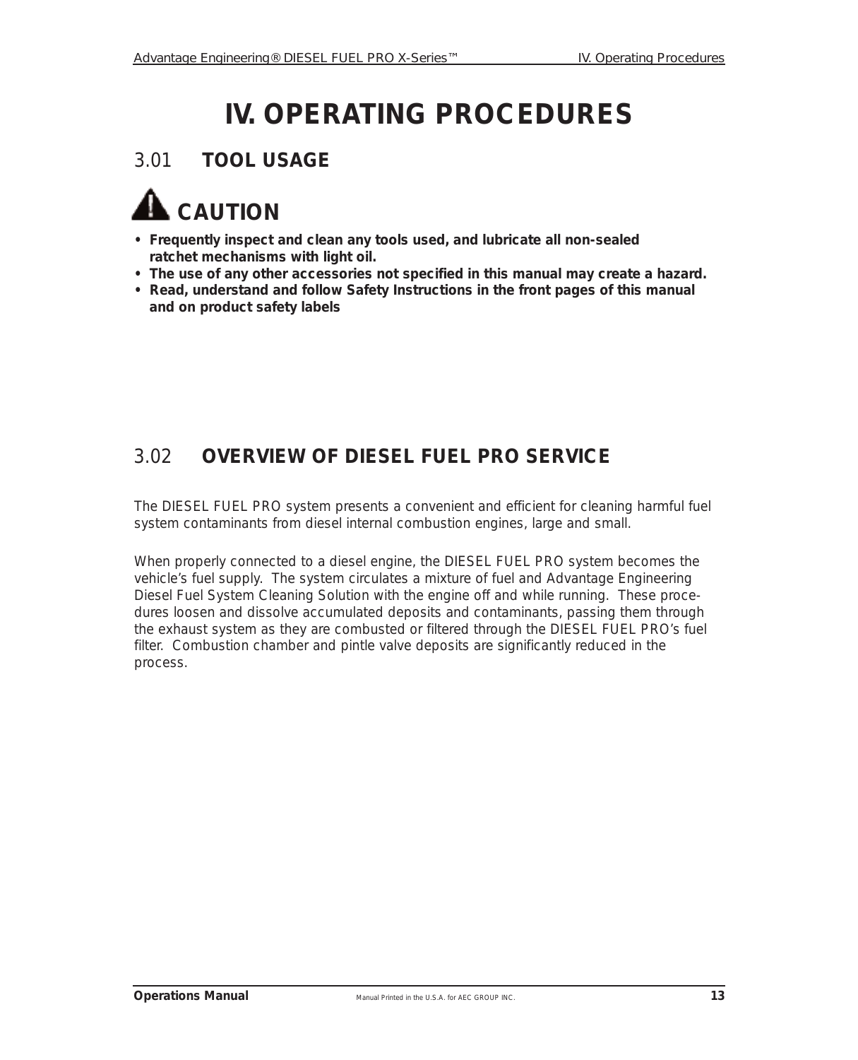# IV. OPERATING PROCEDURES

## 3.01 TOOL USAGE

### CAUTION

- **Frequently inspect and clean any tools used, and lubricate all non-sealed ratchet mechanisms with light oil.**
- **The use of any other accessories not specified in this manual may create a hazard.**
- **Read, understand and follow Safety Instructions in the front pages of this manual and on product safety labels**

## 3.02 OVERVIEW OF DIESEL FUEL PRO SERVICE

The DIESEL FUEL PRO system presents a convenient and efficient for cleaning harmful fuel system contaminants from diesel internal combustion engines, large and small.

When properly connected to a diesel engine, the DIESEL FUEL PRO system becomes the vehicle's fuel supply. The system circulates a mixture of fuel and Advantage Engineering Diesel Fuel System Cleaning Solution with the engine off and while running. These procedures loosen and dissolve accumulated deposits and contaminants, passing them through the exhaust system as they are combusted or filtered through the DIESEL FUEL PRO's fuel filter. Combustion chamber and pintle valve deposits are significantly reduced in the process.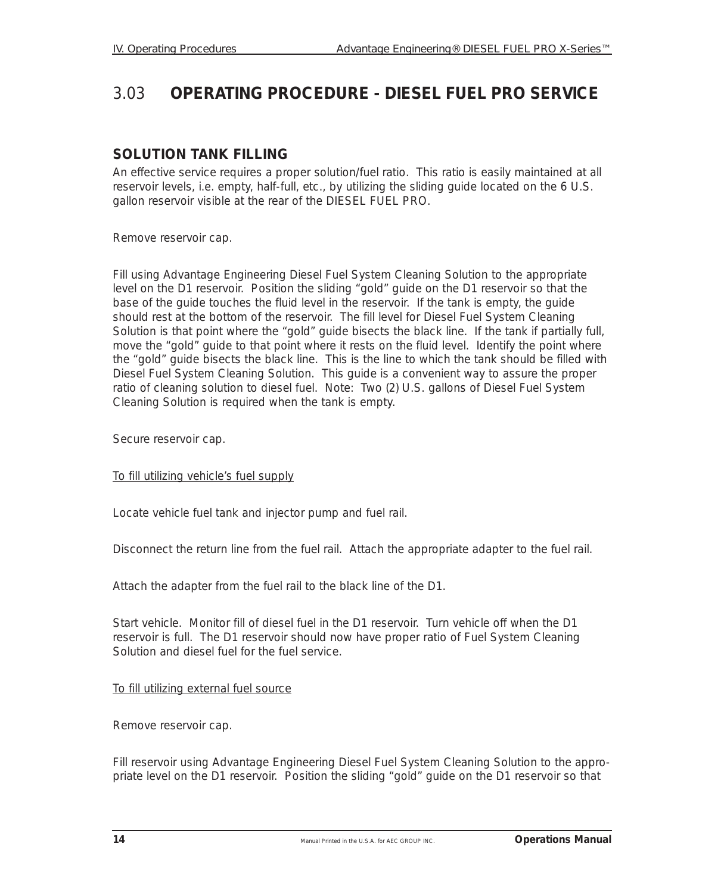## 3.03 **OPERATING PROCEDURE - DIESEL FUEL PRO SERVICE**

### SOLUTION TANK FILLING

An effective service requires a proper solution/fuel ratio. This ratio is easily maintained at all reservoir levels, i.e. empty, half-full, etc., by utilizing the sliding guide located on the 6 U.S. gallon reservoir visible at the rear of the DIESEL FUEL PRO.

Remove reservoir cap.

Fill using Advantage Engineering Diesel Fuel System Cleaning Solution to the appropriate level on the D1 reservoir. Position the sliding "gold" guide on the D1 reservoir so that the base of the guide touches the fluid level in the reservoir. If the tank is empty, the guide should rest at the bottom of the reservoir. The fill level for Diesel Fuel System Cleaning Solution is that point where the "gold" guide bisects the black line. If the tank if partially full, move the "gold" guide to that point where it rests on the fluid level. Identify the point where the "gold" guide bisects the black line. This is the line to which the tank should be filled with Diesel Fuel System Cleaning Solution. This guide is a convenient way to assure the proper ratio of cleaning solution to diesel fuel. Note: Two (2) U.S. gallons of Diesel Fuel System Cleaning Solution is required when the tank is empty.

Secure reservoir cap.

<u>To fill utilizing vehicle's fuel supply</u>

Locate vehicle fuel tank and injector pump and fuel rail.

Disconnect the return line from the fuel rail. Attach the appropriate adapter to the fuel rail.

Attach the adapter from the fuel rail to the black line of the D1.

Start vehicle. Monitor fill of diesel fuel in the D1 reservoir. Turn vehicle off when the D1 reservoir is full. The D1 reservoir should now have proper ratio of Fuel System Cleaning Solution and diesel fuel for the fuel service.

<u>To fill utilizing external fuel source</u>

Remove reservoir cap.

Fill reservoir using Advantage Engineering Diesel Fuel System Cleaning Solution to the appropriate level on the D1 reservoir. Position the sliding "gold" guide on the D1 reservoir so that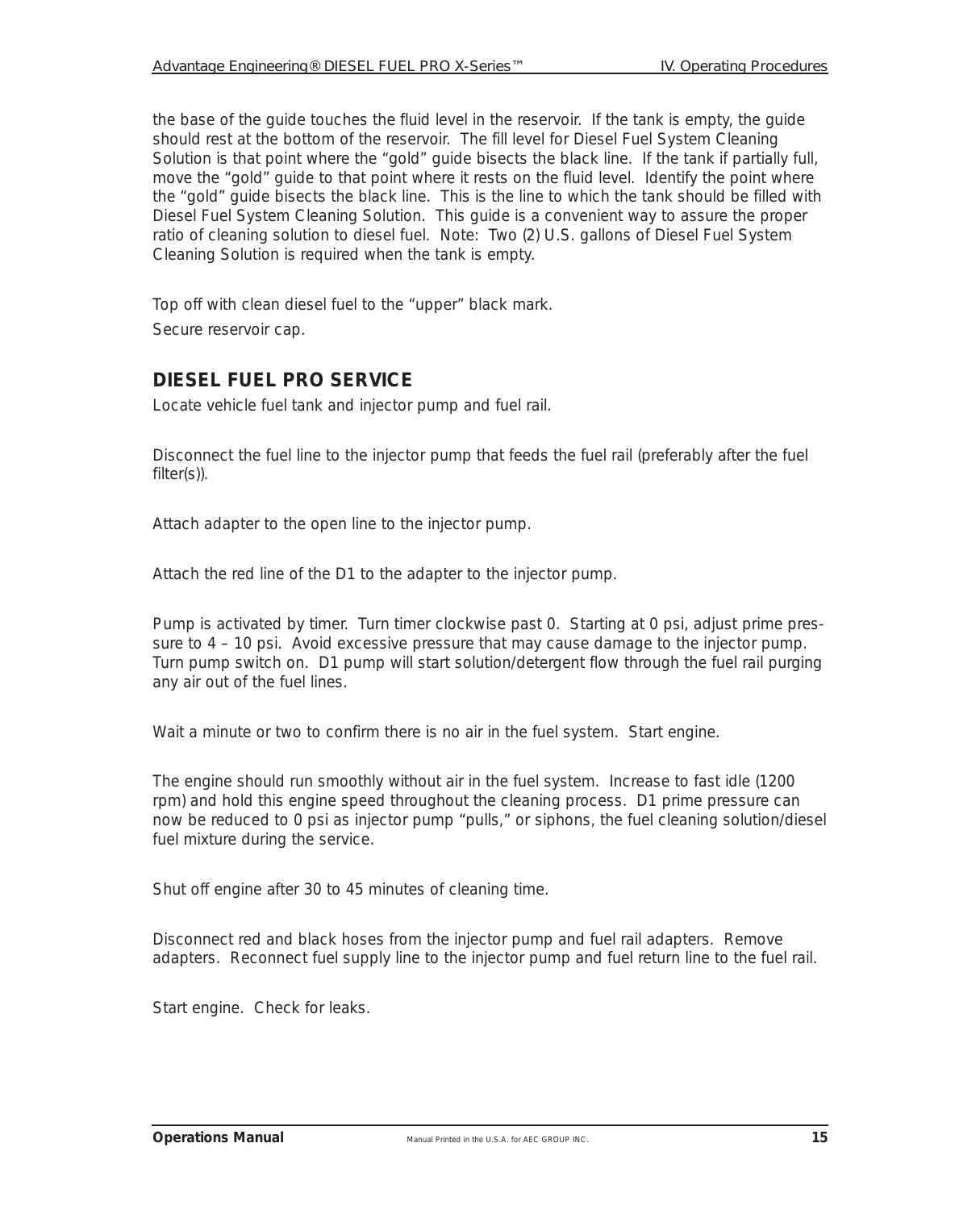the base of the guide touches the fluid level in the reservoir. If the tank is empty, the guide should rest at the bottom of the reservoir. The fill level for Diesel Fuel System Cleaning Solution is that point where the "gold" guide bisects the black line. If the tank if partially full, move the "gold" guide to that point where it rests on the fluid level. Identify the point where the "gold" guide bisects the black line. This is the line to which the tank should be filled with Diesel Fuel System Cleaning Solution. This guide is a convenient way to assure the proper ratio of cleaning solution to diesel fuel. Note: Two (2) U.S. gallons of Diesel Fuel System Cleaning Solution is required when the tank is empty.

Top off with clean diesel fuel to the "upper" black mark.

Secure reservoir cap.

## DIESEL FUEL PRO SERVICE

Locate vehicle fuel tank and injector pump and fuel rail.

Disconnect the fuel line to the injector pump that feeds the fuel rail (preferably after the fuel filter(s)).

Attach adapter to the open line to the injector pump.

Attach the red line of the D1 to the adapter to the injector pump.

Pump is activated by timer. Turn timer clockwise past 0. Starting at 0 psi, adjust prime pressure to 4 – 10 psi. Avoid excessive pressure that may cause damage to the injector pump. Turn pump switch on. D1 pump will start solution/detergent flow through the fuel rail purging any air out of the fuel lines.

Wait a minute or two to confirm there is no air in the fuel system. Start engine.

The engine should run smoothly without air in the fuel system. Increase to fast idle (1200 rpm) and hold this engine speed throughout the cleaning process. D1 prime pressure can now be reduced to 0 psi as injector pump "pulls," or siphons, the fuel cleaning solution/diesel fuel mixture during the service.

Shut off engine after 30 to 45 minutes of cleaning time.

Disconnect red and black hoses from the injector pump and fuel rail adapters. Remove adapters. Reconnect fuel supply line to the injector pump and fuel return line to the fuel rail.

Start engine. Check for leaks.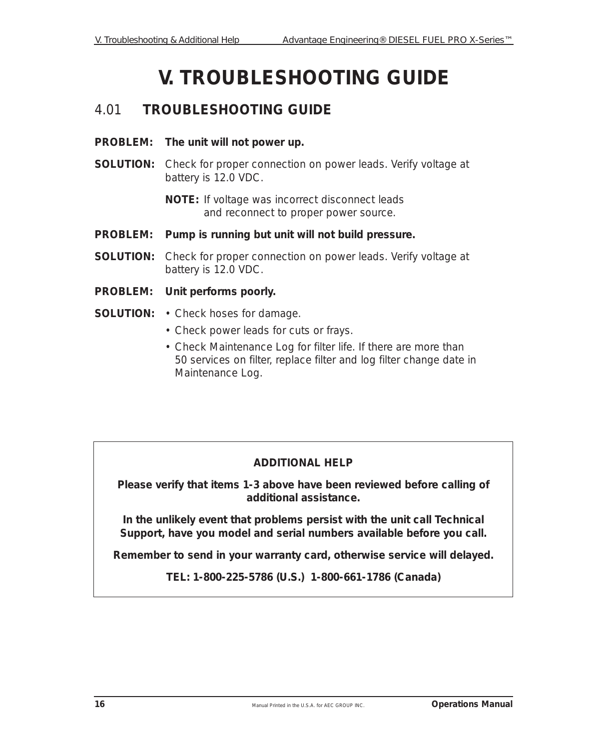# V. TROUBLESHOOTING GUIDE

## 4.01 TROUBLESHOOTING GUIDE

**PROBLEM: The unit will not power up.**

**SOLUTION:** Check for proper connection on power leads. Verify voltage at battery is 12.0 VDC.

**NOTE:** If voltage was incorrect disconnect leads and reconnect to proper power source.

**PROBLEM: Pump is running but unit will not build pressure.**

**SOLUTION:** Check for proper connection on power leads. Verify voltage at battery is 12.0 VDC.

**PROBLEM: Unit performs poorly.**

**SOLUTION:**

- Check hoses for damage.
- Check power leads for cuts or frays.
- Check Maintenance Log for filter life. If there are more than 50 services on filter, replace filter and log filter change date in Maintenance Log.

---

**ADDITIONAL HELP**

**Please verify that items 1-3 above have been reviewed before calling of additional assistance.**

**In the unlikely event that problems persist with the unit call Technical Support, have you model and serial numbers available before you call.**

**Remember to send in your warranty card, otherwise service will delayed.**

**TEL: 1-800-225-5786 (U.S.) 1-800-661-1786 (Canada)**

---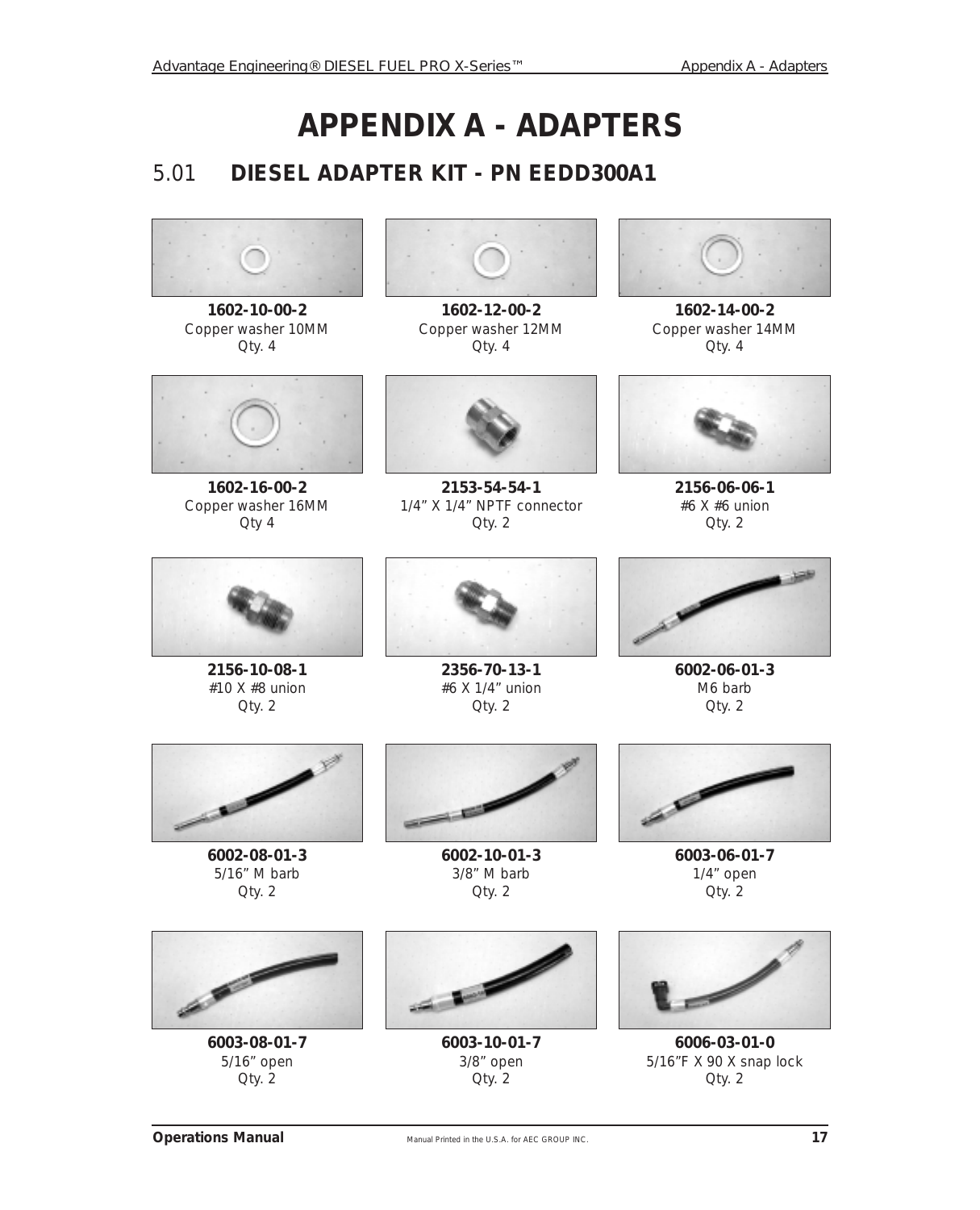# APPENDIX A - ADAPTERS

## 5.01 DIESEL ADAPTER KIT - PN EEDD300A1

**1602-10-00-2**
Copper washer 10MM
Qty. 4

**1602-12-00-2**
Copper washer 12MM
Qty. 4

**1602-14-00-2**
Copper washer 14MM
Qty. 4

**1602-16-00-2**
Copper washer 16MM
Qty 4

**2153-54-54-1**
1/4" X 1/4" NPTF connector
Qty. 2

**2156-06-06-1**
#6 X #6 union
Qty. 2

**2156-10-08-1**
#10 X #8 union
Qty. 2

**2356-70-13-1**
#6 X 1/4" union
Qty. 2

**6002-06-01-3**
M6 barb
Qty. 2

**6002-08-01-3**
5/16" M barb
Qty. 2

**6002-10-01-3**
3/8" M barb
Qty. 2

**6003-06-01-7**
1/4" open
Qty. 2

**6003-08-01-7**
5/16" open
Qty. 2

**6003-10-01-7**
3/8" open
Qty. 2

**6006-03-01-0**
5/16"F X 90 X snap lock
Qty. 2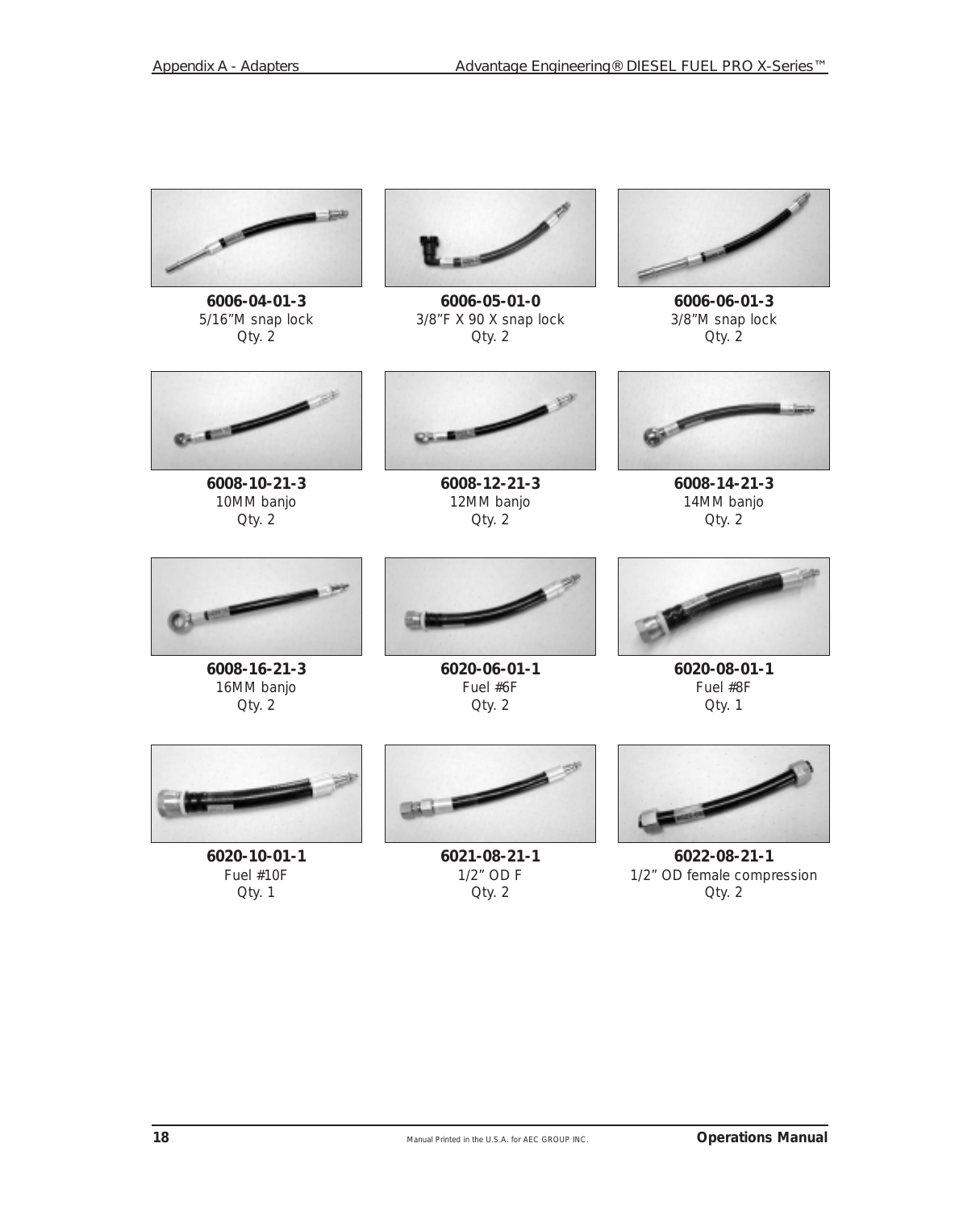**6006-04-01-3**
5/16"M snap lock
Qty. 2

**6006-05-01-0**
3/8"F X 90 X snap lock
Qty. 2

**6006-06-01-3**
3/8"M snap lock
Qty. 2

**6008-10-21-3**
10MM banjo
Qty. 2

**6008-12-21-3**
12MM banjo
Qty. 2

**6008-14-21-3**
14MM banjo
Qty. 2

**6008-16-21-3**
16MM banjo
Qty. 2

**6020-06-01-1**
Fuel #6F
Qty. 2

**6020-08-01-1**
Fuel #8F
Qty. 1

**6020-10-01-1**
Fuel #10F
Qty. 1

**6021-08-21-1**
1/2" OD F
Qty. 2

**6022-08-21-1**
1/2" OD female compression
Qty. 2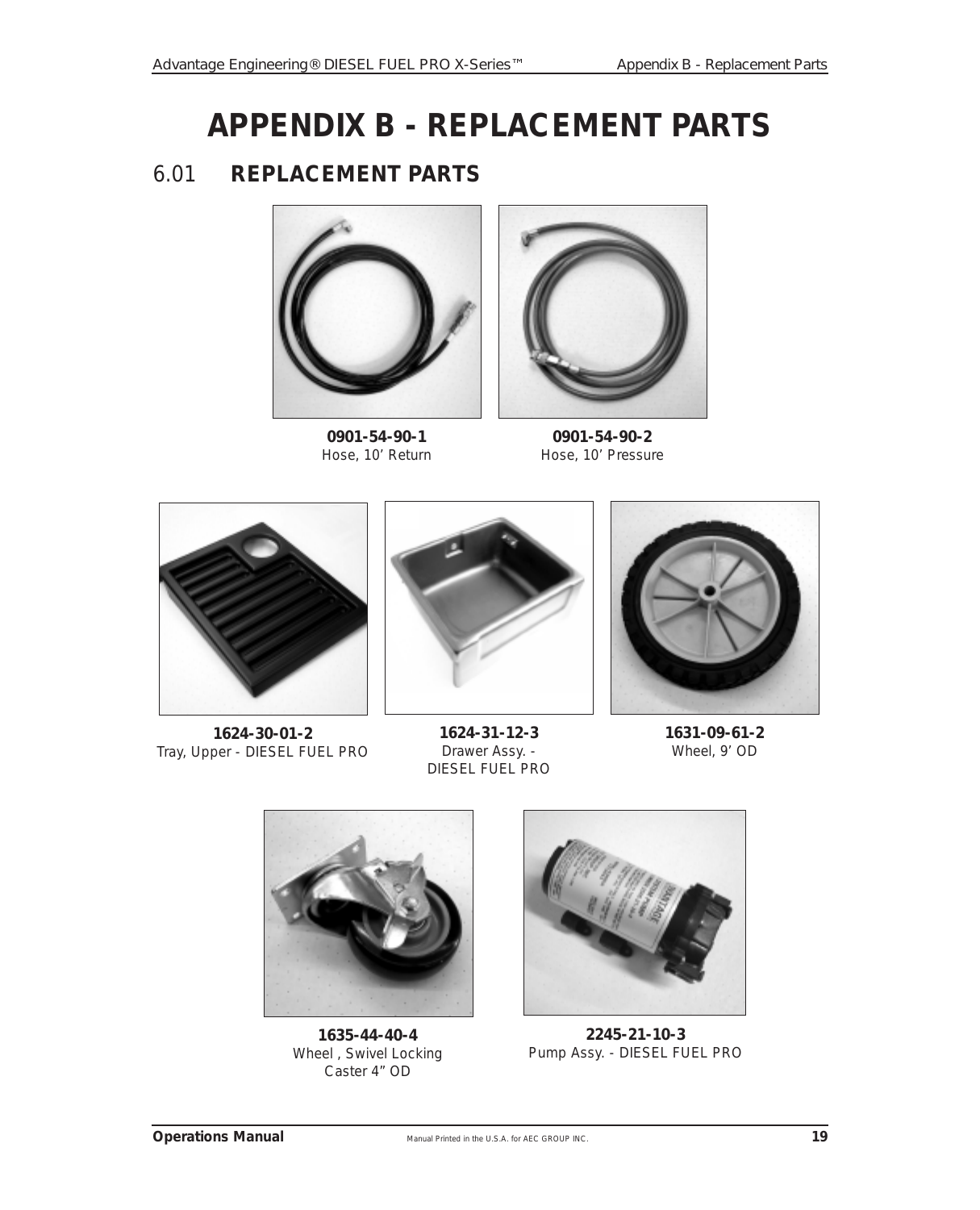# APPENDIX B - REPLACEMENT PARTS

## 6.01 REPLACEMENT PARTS

**0901-54-90-1**
Hose, 10’ Return

**0901-54-90-2**
Hose, 10’ Pressure

**1624-30-01-2**
Tray, Upper - DIESEL FUEL PRO

**1624-31-12-3**
Drawer Assy. - DIESEL FUEL PRO

**1631-09-61-2**
Wheel, 9’ OD

**1635-44-40-4**
Wheel , Swivel Locking Caster 4” OD

**2245-21-10-3**
Pump Assy. - DIESEL FUEL PRO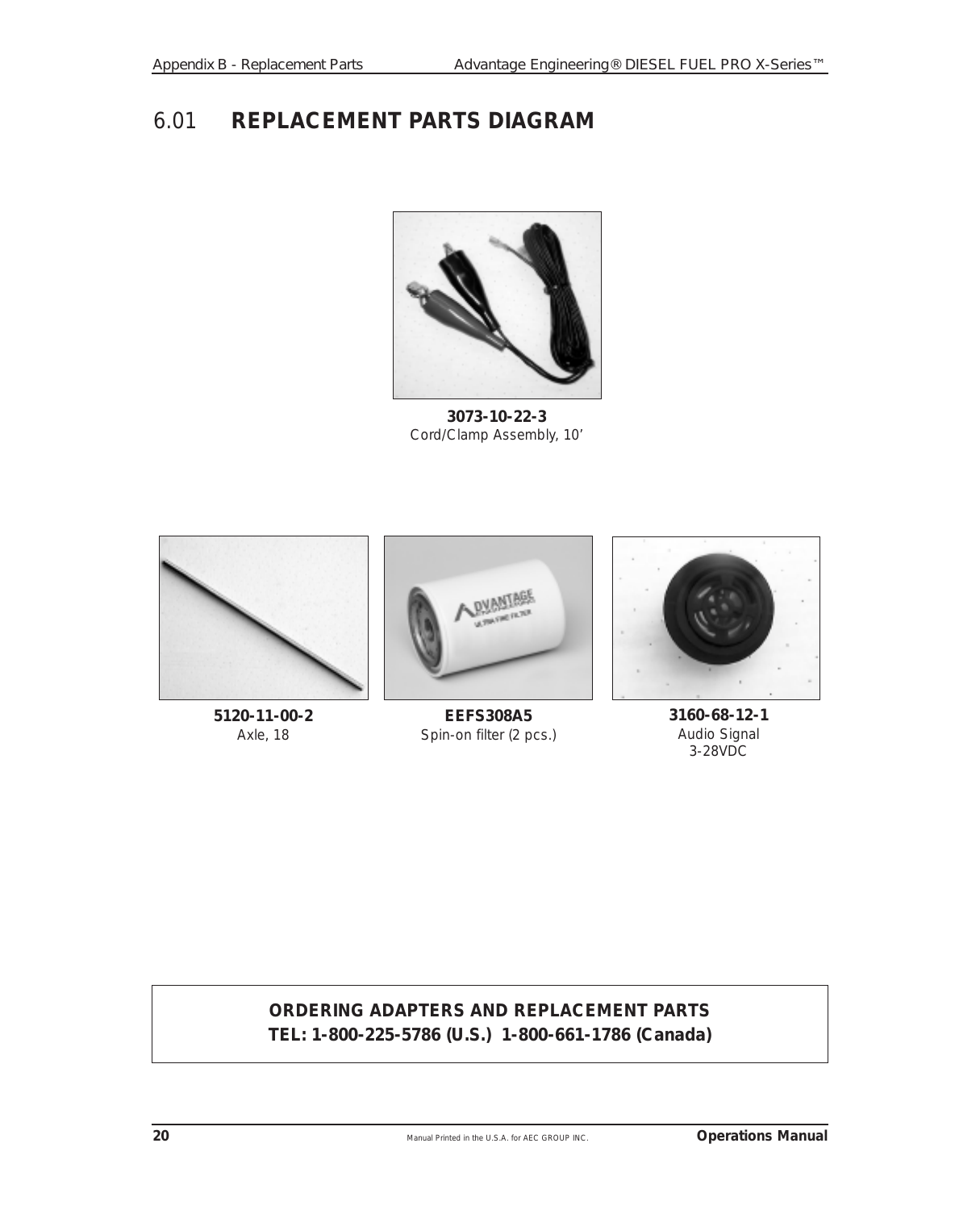# 6.01 REPLACEMENT PARTS DIAGRAM

**3073-10-22-3**
Cord/Clamp Assembly, 10'

**5120-11-00-2**
Axle, 18

**EEFS308A5**
Spin-on filter (2 pcs.)

**3160-68-12-1**
Audio Signal
3-28VDC

**ORDERING ADAPTERS AND REPLACEMENT PARTS**
**TEL: 1-800-225-5786 (U.S.) 1-800-661-1786 (Canada)**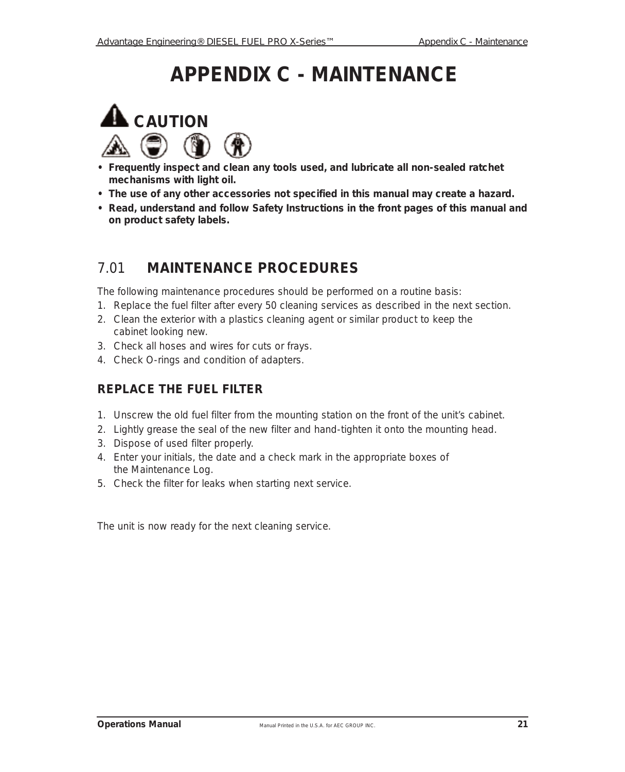# APPENDIX C - MAINTENANCE

**CAUTION**

- **Frequently inspect and clean any tools used, and lubricate all non-sealed ratchet mechanisms with light oil.**
- **The use of any other accessories not specified in this manual may create a hazard.**
- **Read, understand and follow Safety Instructions in the front pages of this manual and on product safety labels.**

## 7.01 MAINTENANCE PROCEDURES

The following maintenance procedures should be performed on a routine basis:

1. Replace the fuel filter after every 50 cleaning services as described in the next section.
2. Clean the exterior with a plastics cleaning agent or similar product to keep the cabinet looking new.
3. Check all hoses and wires for cuts or frays.
4. Check O-rings and condition of adapters.

### REPLACE THE FUEL FILTER

1. Unscrew the old fuel filter from the mounting station on the front of the unit's cabinet.
2. Lightly grease the seal of the new filter and hand-tighten it onto the mounting head.
3. Dispose of used filter properly.
4. Enter your initials, the date and a check mark in the appropriate boxes of the Maintenance Log.
5. Check the filter for leaks when starting next service.

The unit is now ready for the next cleaning service.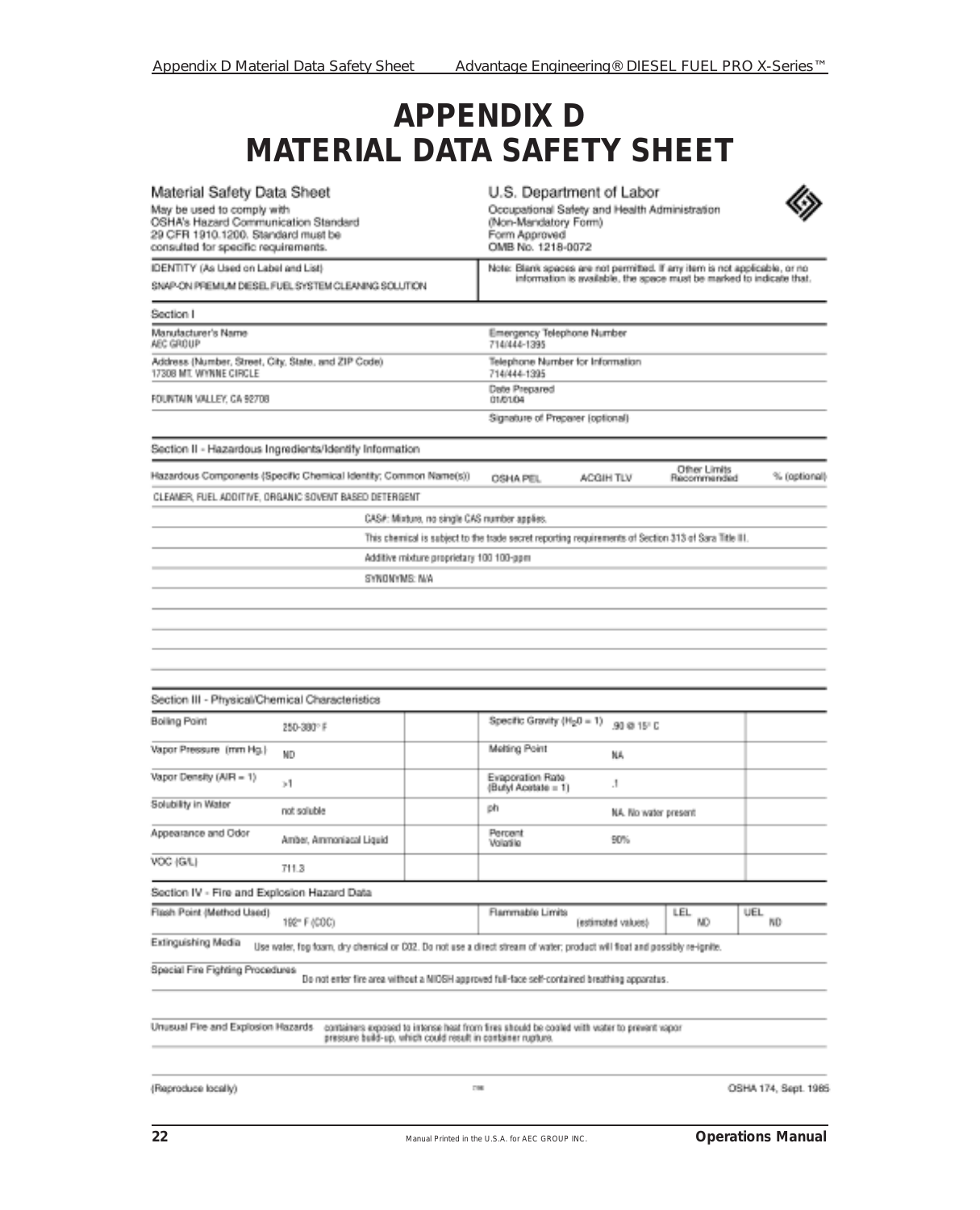# APPENDIX D
# MATERIAL DATA SAFETY SHEET

**Material Safety Data Sheet**
May be used to comply with OSHA's Hazard Communication Standard 29 CFR 1910.1200. Standard must be consulted for specific requirements.

**U.S. Department of Labor**
Occupational Safety and Health Administration
(Non-Mandatory Form)
Form Approved
OMB No. 1218-0072

IDENTITY (As Used on Label and List)
SNAP-ON PREMIUM DIESEL FUEL SYSTEM CLEANING SOLUTION

Note: Blank spaces are not permitted. If any item is not applicable, or no information is available, the space must be marked to indicate that.

## Section I

| | |
|---|---|
| Manufacturer's Name<br>AEC GROUP | Emergency Telephone Number<br>714/444-1395 |
| Address (Number, Street, City, State, and ZIP Code)<br>17308 MT. WYNNE CIRCLE | Telephone Number for Information<br>714/444-1395 |
| FOUNTAIN VALLEY, CA 92708 | Date Prepared<br>01/01/04 |
| | Signature of Preparer (optional) |

## Section II - Hazardous Ingredients/Identify Information

| Hazardous Components (Specific Chemical Identity; Common Name(s)) | OSHA PEL | ACGIH TLV | Other Limits Recommended | % (optional) |
|---|---|---|---|---|
| CLEANER, FUEL ADDITIVE, ORGANIC SOVENT BASED DETERGENT | | | | |

CAS#: Mixture, no single CAS number applies.

This chemical is subject to the trade secret reporting requirements of Section 313 of Sara Title III.

Additive mixture proprietary 100 100-ppm

SYNONYMS: N/A

## Section III - Physical/Chemical Characteristics

| | | | | |
|---|---|---|---|---|
| Boiling Point | 250-380° F | | Specific Gravity ($H_2O$ = 1) | .90 @ 15° C |
| Vapor Pressure (mm Hg.) | ND | | Melting Point | NA |
| Vapor Density (AIR = 1) | >1 | | Evaporation Rate (Butyl Acetate = 1) | .1 |
| Solubility in Water | not soluble | | ph | NA. No water present |
| Appearance and Odor | Amber, Ammoniacal Liquid | | Percent Volatile | 90% |
| VOC (G/L) | 711.3 | | | |

## Section IV - Fire and Explosion Hazard Data

| Flash Point (Method Used) | Flammable Limits | LEL | UEL |
|---|---|---|---|
| 192° F (COC) | (estimated values) | ND | ND |

Extinguishing Media: Use water, fog foam, dry chemical or C02. Do not use a direct stream of water; product will float and possibly re-ignite.

Special Fire Fighting Procedures: Do not enter fire area without a NIOSH approved full-face self-contained breathing apparatus.

Unusual Fire and Explosion Hazards: containers exposed to intense heat from fires should be cooled with water to prevent vapor pressure build-up, which could result in container rupture.

(Reproduce locally) OSHA 174, Sept. 1985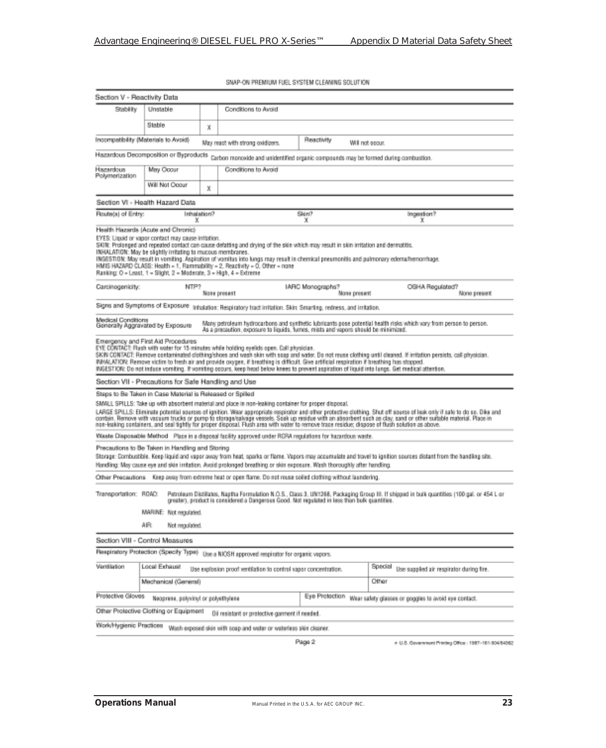SNAP-ON PREMIUM FUEL SYSTEM CLEANING SOLUTION

## Section V - Reactivity Data

| Stability | Unstable | | Conditions to Avoid |
|---|---|---|---|
| | Stable | X | |

Incompatibility (Materials to Avoid): May react with strong oxidizers.

Reactivity: Will not occur.

Hazardous Decomposition or Byproducts: Carbon monoxide and unidentified organic compounds may be formed during combustion.

| Hazardous Polymerization | May Occur | | Conditions to Avoid |
|---|---|---|---|
| | Will Not Occur | X | |

## Section VI - Health Hazard Data

| Route(s) of Entry: | Inhalation? | Skin? | Ingestion? |
|---|---|---|---|
| | X | X | X |

Health Hazards (Acute and Chronic)

EYES: Liquid or vapor contact may cause irritation.
SKIN: Prolonged and repeated contact can cause defatting and drying of the skin which may result in skin irritation and dermatitis.
INHALATION: May be slightly irritating to mucous membranes.
INGESTION: May result in vomiting. Aspiration of vomitus into lungs may result in chemical pneumonitis and pulmonary edema/hemorrhage.
HMIS HAZARD CLASS: Health = 1, Flammability = 2, Reactivity = 0, Other = none
Ranking: 0 = Least, 1 = Slight, 2 = Moderate, 3 = High, 4 = Extreme

| Carcinogenicity: | NTP? | IARC Monographs? | OSHA Regulated? |
|---|---|---|---|
| | None present | None present | None present |

Signs and Symptoms of Exposure: Inhalation: Respiratory tract irritation. Skin: Smarting, redness, and irritation.

Medical Conditions Generally Aggravated by Exposure: Many petroleum hydrocarbons and synthetic lubricants pose potential health risks which vary from person to person. As a precaution, exposure to liquids, fumes, mists and vapors should be minimized.

Emergency and First Aid Procedures

EYE CONTACT: Flush with water for 15 minutes while holding eyelids open. Call physician.
SKIN CONTACT: Remove contaminated clothing/shoes and wash skin with soap and water. Do not reuse clothing until cleaned. If irritation persists, call physician.
INHALATION: Remove victim to fresh air and provide oxygen, if breathing is difficult. Give artificial respiration if breathing has stopped.
INGESTION: Do not induce vomiting. If vomiting occurs, keep head below knees to prevent aspiration of liquid into lungs. Get medical attention.

## Section VII - Precautions for Safe Handling and Use

Steps to Be Taken in Case Material is Released or Spilled

SMALL SPILLS: Take up with absorbent material and place in non-leaking container for proper disposal.

LARGE SPILLS: Eliminate potential sources of ignition. Wear appropriate respirator and other protective clothing. Shut off source of leak only if safe to do so. Dike and contain. Remove with vacuum trucks or pump to storage/salvage vessels. Soak up residue with an absorbent such as clay, sand or other suitable material. Place in non-leaking containers, and seal tightly for proper disposal. Flush area with water to remove trace residue; dispose of flush solution as above.

Waste Disposable Method: Place in a disposal facility approved under RCRA regulations for hazardous waste.

Precautions to Be Taken in Handling and Storing

Storage: Combustible. Keep liquid and vapor away from heat, sparks or flame. Vapors may accumulate and travel to ignition sources distant from the handling site.

Handling: May cause eye and skin irritation. Avoid prolonged breathing or skin exposure. Wash thoroughly after handling.

Other Precautions: Keep away from extreme heat or open flame. Do not reuse soiled clothing without laundering.

Transportation: ROAD: Petroleum Distillates, Naptha Formulation N.O.S., Class 3, UN1268, Packaging Group III. If shipped in bulk quantities (100 gal. or 454 L or greater), product is considered a Dangerous Good. Not regulated in less than bulk quantities.

MARINE: Not regulated.

AIR: Not regulated.

## Section VIII - Control Measures

Respiratory Protection (Specify Type): Use a NIOSH approved respirator for organic vapors.

| Ventilation | Local Exhaust | Use explosion proof ventilation to control vapor concentration. | Special | Use supplied air respirator during fire. |
|---|---|---|---|---|
| | Mechanical (General) | | Other | |

Protective Gloves: Neoprene, polyvinyl or polyethylene

Eye Protection: Wear safety glasses or goggles to avoid eye contact.

Other Protective Clothing or Equipment: Oil resistant or protective garment if needed.

Work/Hygienic Practices: Wash exposed skin with soap and water or waterless skin cleaner.

Page 2

★ U.S. Government Printing Office : 1987-181-904/64362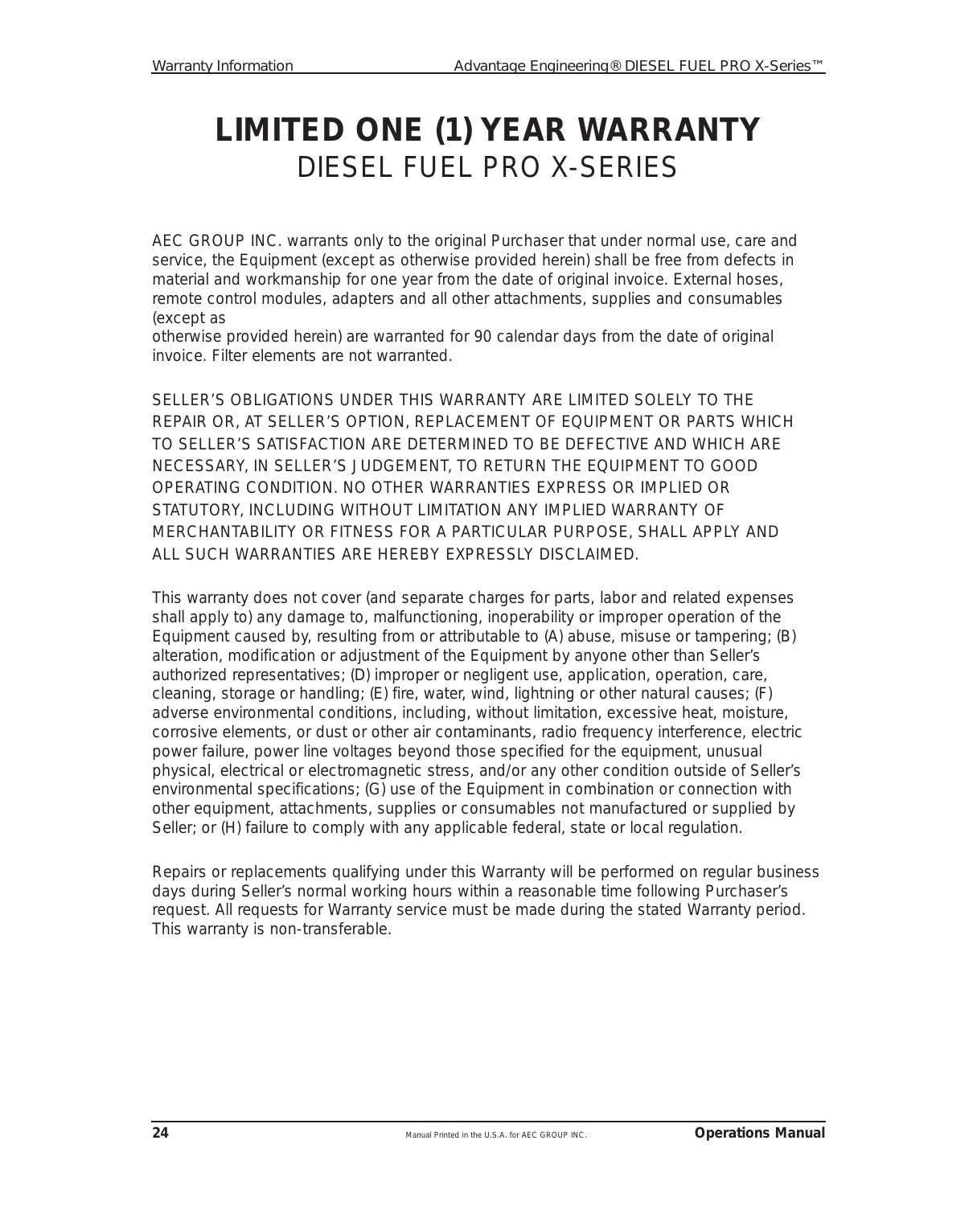# LIMITED ONE (1) YEAR WARRANTY

## DIESEL FUEL PRO X-SERIES

AEC GROUP INC. warrants only to the original Purchaser that under normal use, care and service, the Equipment (except as otherwise provided herein) shall be free from defects in material and workmanship for one year from the date of original invoice. External hoses, remote control modules, adapters and all other attachments, supplies and consumables (except as otherwise provided herein) are warranted for 90 calendar days from the date of original invoice. Filter elements are not warranted.

SELLER'S OBLIGATIONS UNDER THIS WARRANTY ARE LIMITED SOLELY TO THE REPAIR OR, AT SELLER'S OPTION, REPLACEMENT OF EQUIPMENT OR PARTS WHICH TO SELLER'S SATISFACTION ARE DETERMINED TO BE DEFECTIVE AND WHICH ARE NECESSARY, IN SELLER'S JUDGEMENT, TO RETURN THE EQUIPMENT TO GOOD OPERATING CONDITION. NO OTHER WARRANTIES EXPRESS OR IMPLIED OR STATUTORY, INCLUDING WITHOUT LIMITATION ANY IMPLIED WARRANTY OF MERCHANTABILITY OR FITNESS FOR A PARTICULAR PURPOSE, SHALL APPLY AND ALL SUCH WARRANTIES ARE HEREBY EXPRESSLY DISCLAIMED.

This warranty does not cover (and separate charges for parts, labor and related expenses shall apply to) any damage to, malfunctioning, inoperability or improper operation of the Equipment caused by, resulting from or attributable to (A) abuse, misuse or tampering; (B) alteration, modification or adjustment of the Equipment by anyone other than Seller's authorized representatives; (D) improper or negligent use, application, operation, care, cleaning, storage or handling; (E) fire, water, wind, lightning or other natural causes; (F) adverse environmental conditions, including, without limitation, excessive heat, moisture, corrosive elements, or dust or other air contaminants, radio frequency interference, electric power failure, power line voltages beyond those specified for the equipment, unusual physical, electrical or electromagnetic stress, and/or any other condition outside of Seller's environmental specifications; (G) use of the Equipment in combination or connection with other equipment, attachments, supplies or consumables not manufactured or supplied by Seller; or (H) failure to comply with any applicable federal, state or local regulation.

Repairs or replacements qualifying under this Warranty will be performed on regular business days during Seller's normal working hours within a reasonable time following Purchaser's request. All requests for Warranty service must be made during the stated Warranty period. This warranty is non-transferable.

Manual Printed in the U.S.A. for AEC GROUP INC.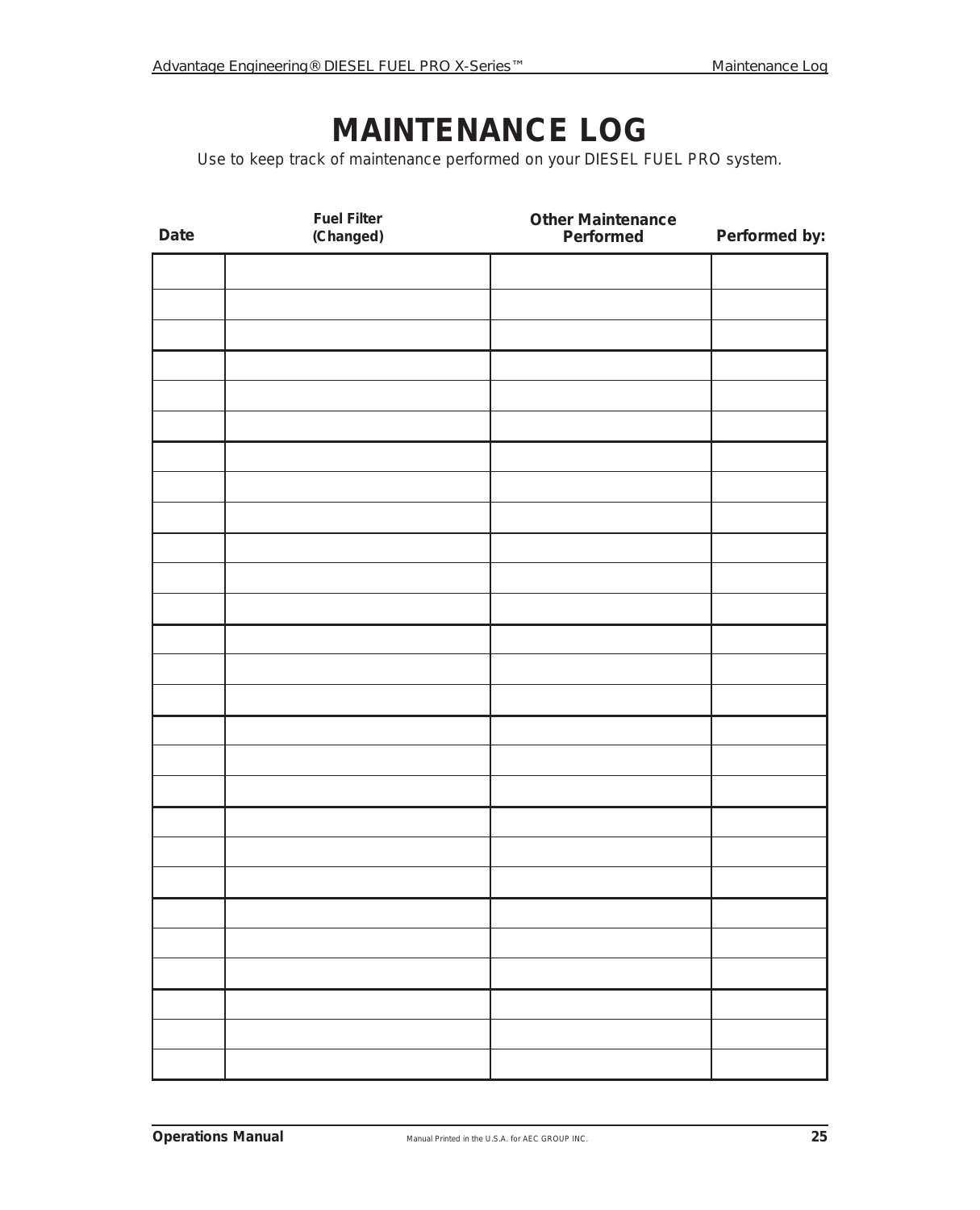# MAINTENANCE LOG

Use to keep track of maintenance performed on your DIESEL FUEL PRO system.

| Date | Fuel Filter (Changed) | Other Maintenance Performed | Performed by: |
|---|---|---|---|
| | | | |
| | | | |
| | | | |
| | | | |
| | | | |
| | | | |
| | | | |
| | | | |
| | | | |
| | | | |
| | | | |
| | | | |
| | | | |
| | | | |
| | | | |
| | | | |
| | | | |
| | | | |
| | | | |
| | | | |
| | | | |
| | | | |
| | | | |
| | | | |
| | | | |
| | | | |
| | | | |

Manual Printed in the U.S.A. for AEC GROUP INC.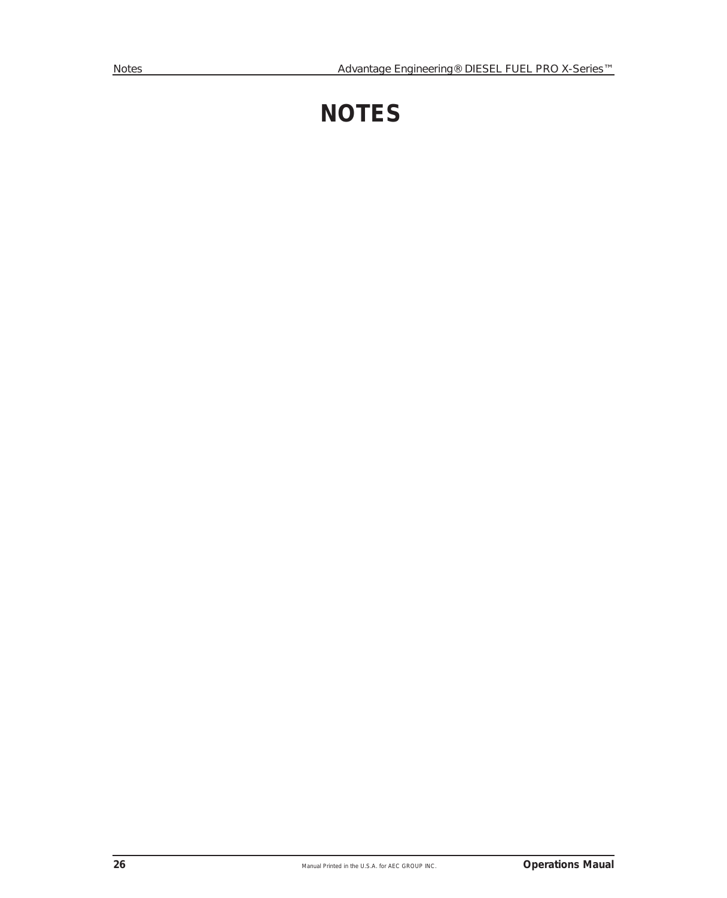# NOTES